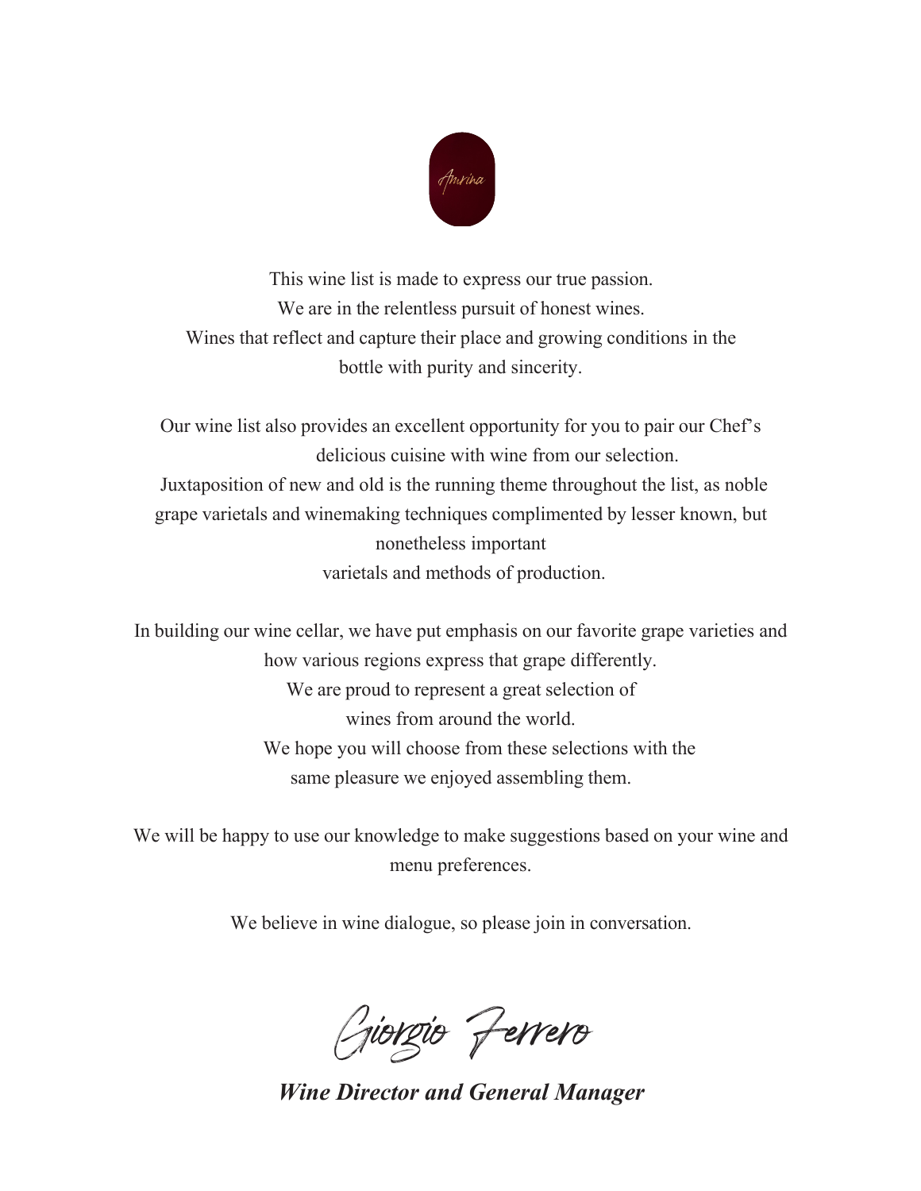Amrina

This wine list is made to express our true passion.
We are in the relentless pursuit of honest wines.
Wines that reflect and capture their place and growing conditions in the bottle with purity and sincerity.

Our wine list also provides an excellent opportunity for you to pair our Chef's delicious cuisine with wine from our selection.
Juxtaposition of new and old is the running theme throughout the list, as noble grape varietals and winemaking techniques complimented by lesser known, but nonetheless important
varietals and methods of production.

In building our wine cellar, we have put emphasis on our favorite grape varieties and how various regions express that grape differently.
We are proud to represent a great selection of
wines from around the world.
We hope you will choose from these selections with the
same pleasure we enjoyed assembling them.

We will be happy to use our knowledge to make suggestions based on your wine and menu preferences.

We believe in wine dialogue, so please join in conversation.

Giorgio Ferrero

***Wine Director and General Manager***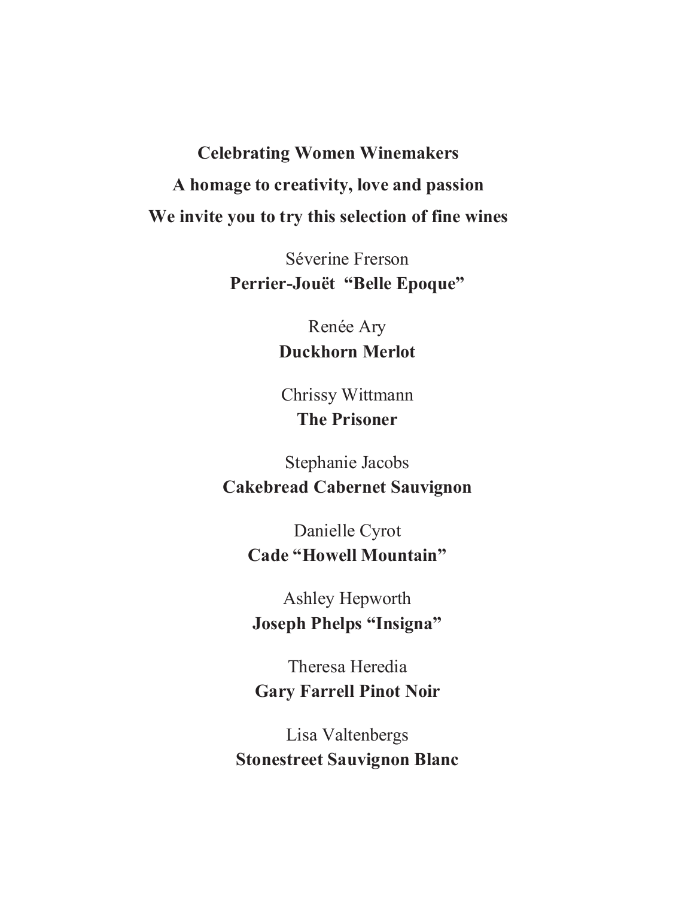**Celebrating Women Winemakers**

**A homage to creativity, love and passion**

**We invite you to try this selection of fine wines**

Séverine Frerson
**Perrier-Jouët "Belle Epoque"**

Renée Ary
**Duckhorn Merlot**

Chrissy Wittmann
**The Prisoner**

Stephanie Jacobs
**Cakebread Cabernet Sauvignon**

Danielle Cyrot
**Cade "Howell Mountain"**

Ashley Hepworth
**Joseph Phelps "Insigna"**

Theresa Heredia
**Gary Farrell Pinot Noir**

Lisa Valtenbergs
**Stonestreet Sauvignon Blanc**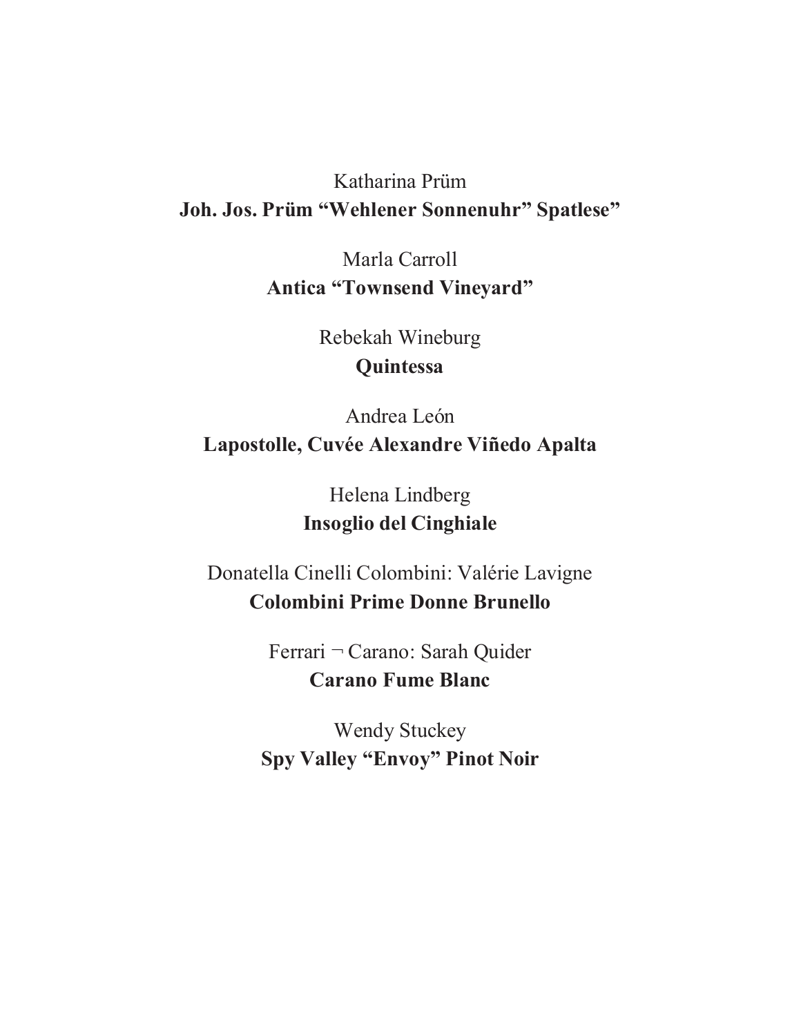Katharina Prüm
**Joh. Jos. Prüm "Wehlener Sonnenuhr" Spatlese"**

Marla Carroll
**Antica "Townsend Vineyard"**

Rebekah Wineburg
**Quintessa**

Andrea León
**Lapostolle, Cuvée Alexandre Viñedo Apalta**

Helena Lindberg
**Insoglio del Cinghiale**

Donatella Cinelli Colombini: Valérie Lavigne
**Colombini Prime Donne Brunello**

Ferrari ¬ Carano: Sarah Quider
**Carano Fume Blanc**

Wendy Stuckey
**Spy Valley "Envoy" Pinot Noir**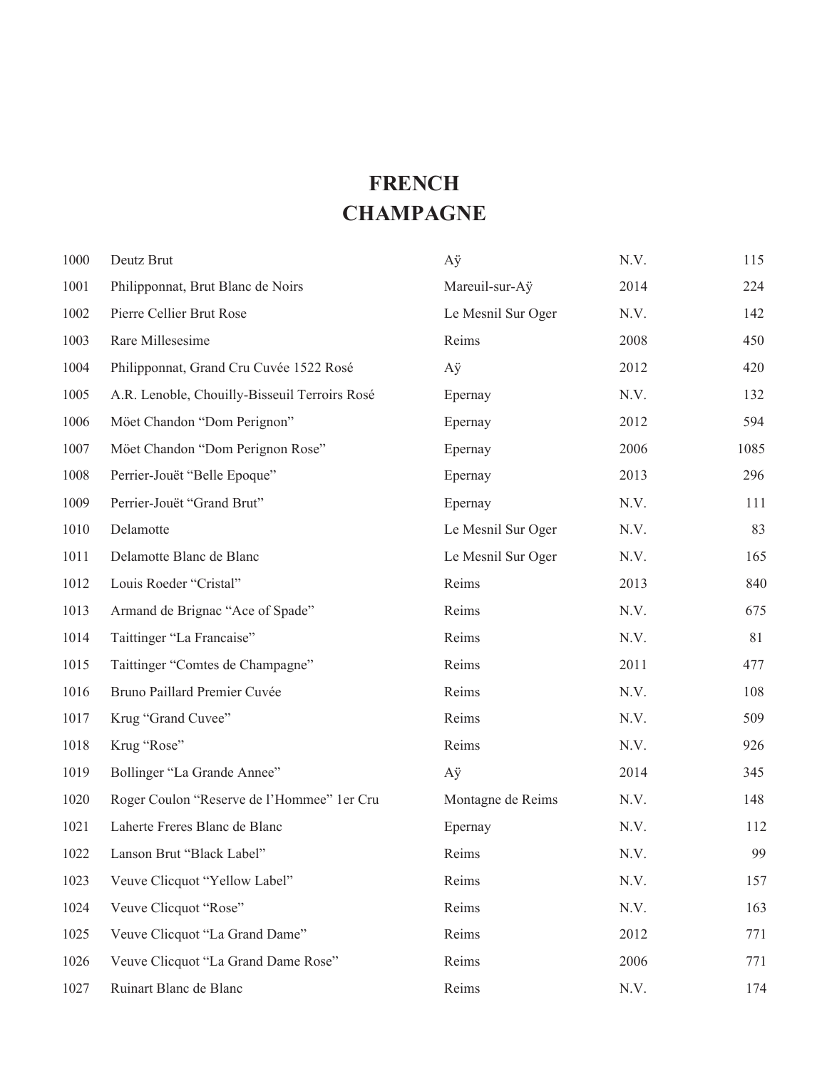# FRENCH
# CHAMPAGNE

| | | | | |
|---|---|---|---|---|
| 1000 | Deutz Brut | Aÿ | N.V. | 115 |
| 1001 | Philipponnat, Brut Blanc de Noirs | Mareuil-sur-Aÿ | 2014 | 224 |
| 1002 | Pierre Cellier Brut Rose | Le Mesnil Sur Oger | N.V. | 142 |
| 1003 | Rare Millesesime | Reims | 2008 | 450 |
| 1004 | Philipponnat, Grand Cru Cuvée 1522 Rosé | Aÿ | 2012 | 420 |
| 1005 | A.R. Lenoble, Chouilly-Bisseuil Terroirs Rosé | Epernay | N.V. | 132 |
| 1006 | Möet Chandon "Dom Perignon" | Epernay | 2012 | 594 |
| 1007 | Möet Chandon "Dom Perignon Rose" | Epernay | 2006 | 1085 |
| 1008 | Perrier-Jouët "Belle Epoque" | Epernay | 2013 | 296 |
| 1009 | Perrier-Jouët "Grand Brut" | Epernay | N.V. | 111 |
| 1010 | Delamotte | Le Mesnil Sur Oger | N.V. | 83 |
| 1011 | Delamotte Blanc de Blanc | Le Mesnil Sur Oger | N.V. | 165 |
| 1012 | Louis Roeder "Cristal" | Reims | 2013 | 840 |
| 1013 | Armand de Brignac "Ace of Spade" | Reims | N.V. | 675 |
| 1014 | Taittinger "La Francaise" | Reims | N.V. | 81 |
| 1015 | Taittinger "Comtes de Champagne" | Reims | 2011 | 477 |
| 1016 | Bruno Paillard Premier Cuvée | Reims | N.V. | 108 |
| 1017 | Krug "Grand Cuvee" | Reims | N.V. | 509 |
| 1018 | Krug "Rose" | Reims | N.V. | 926 |
| 1019 | Bollinger "La Grande Annee" | Aÿ | 2014 | 345 |
| 1020 | Roger Coulon "Reserve de l'Hommee" 1er Cru | Montagne de Reims | N.V. | 148 |
| 1021 | Laherte Freres Blanc de Blanc | Epernay | N.V. | 112 |
| 1022 | Lanson Brut "Black Label" | Reims | N.V. | 99 |
| 1023 | Veuve Clicquot "Yellow Label" | Reims | N.V. | 157 |
| 1024 | Veuve Clicquot "Rose" | Reims | N.V. | 163 |
| 1025 | Veuve Clicquot "La Grand Dame" | Reims | 2012 | 771 |
| 1026 | Veuve Clicquot "La Grand Dame Rose" | Reims | 2006 | 771 |
| 1027 | Ruinart Blanc de Blanc | Reims | N.V. | 174 |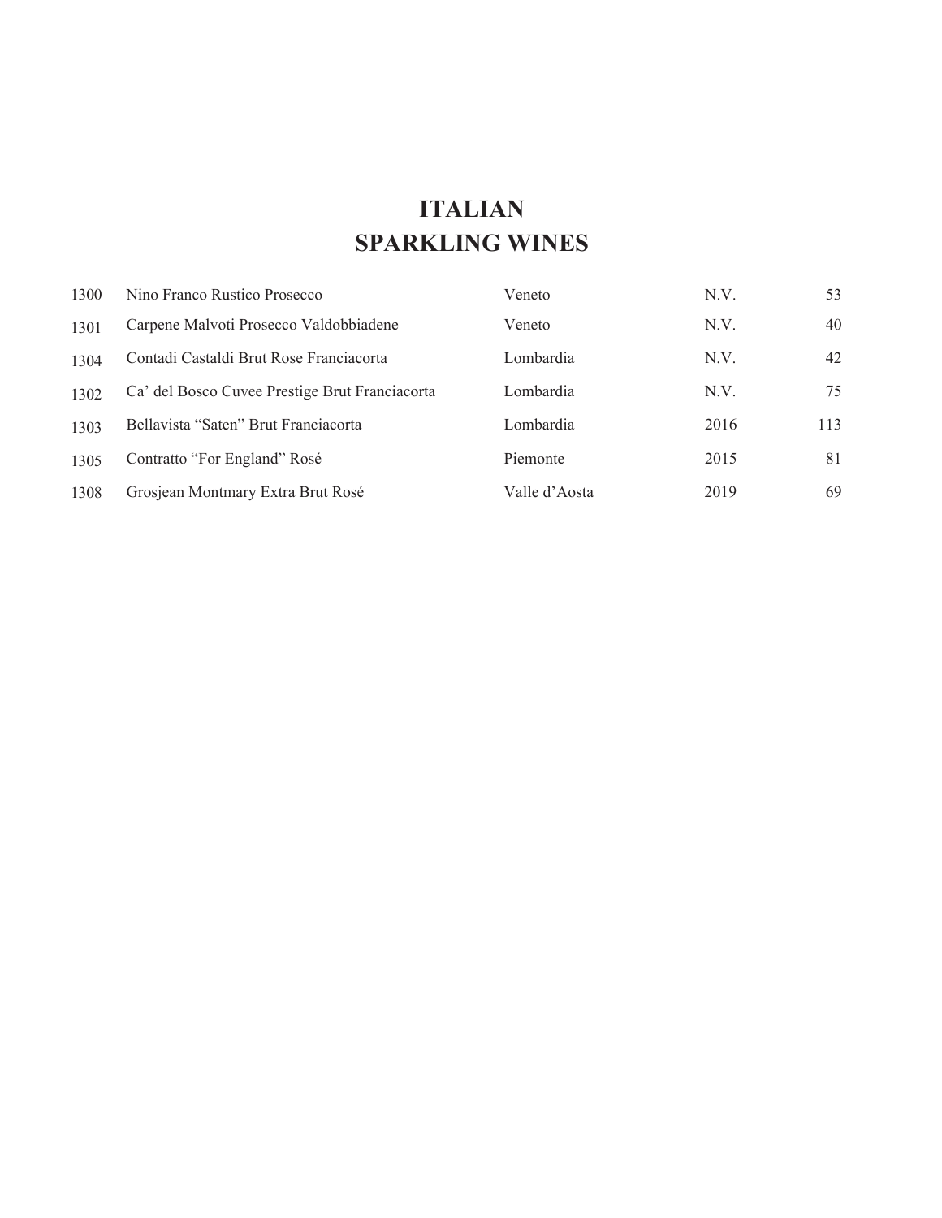# ITALIAN
# SPARKLING WINES

| | | | | |
|---|---|---|---|---|
| 1300 | Nino Franco Rustico Prosecco | Veneto | N.V. | 53 |
| 1301 | Carpene Malvoti Prosecco Valdobbiadene | Veneto | N.V. | 40 |
| 1304 | Contadi Castaldi Brut Rose Franciacorta | Lombardia | N.V. | 42 |
| 1302 | Ca' del Bosco Cuvee Prestige Brut Franciacorta | Lombardia | N.V. | 75 |
| 1303 | Bellavista "Saten" Brut Franciacorta | Lombardia | 2016 | 113 |
| 1305 | Contratto "For England" Rosé | Piemonte | 2015 | 81 |
| 1308 | Grosjean Montmary Extra Brut Rosé | Valle d'Aosta | 2019 | 69 |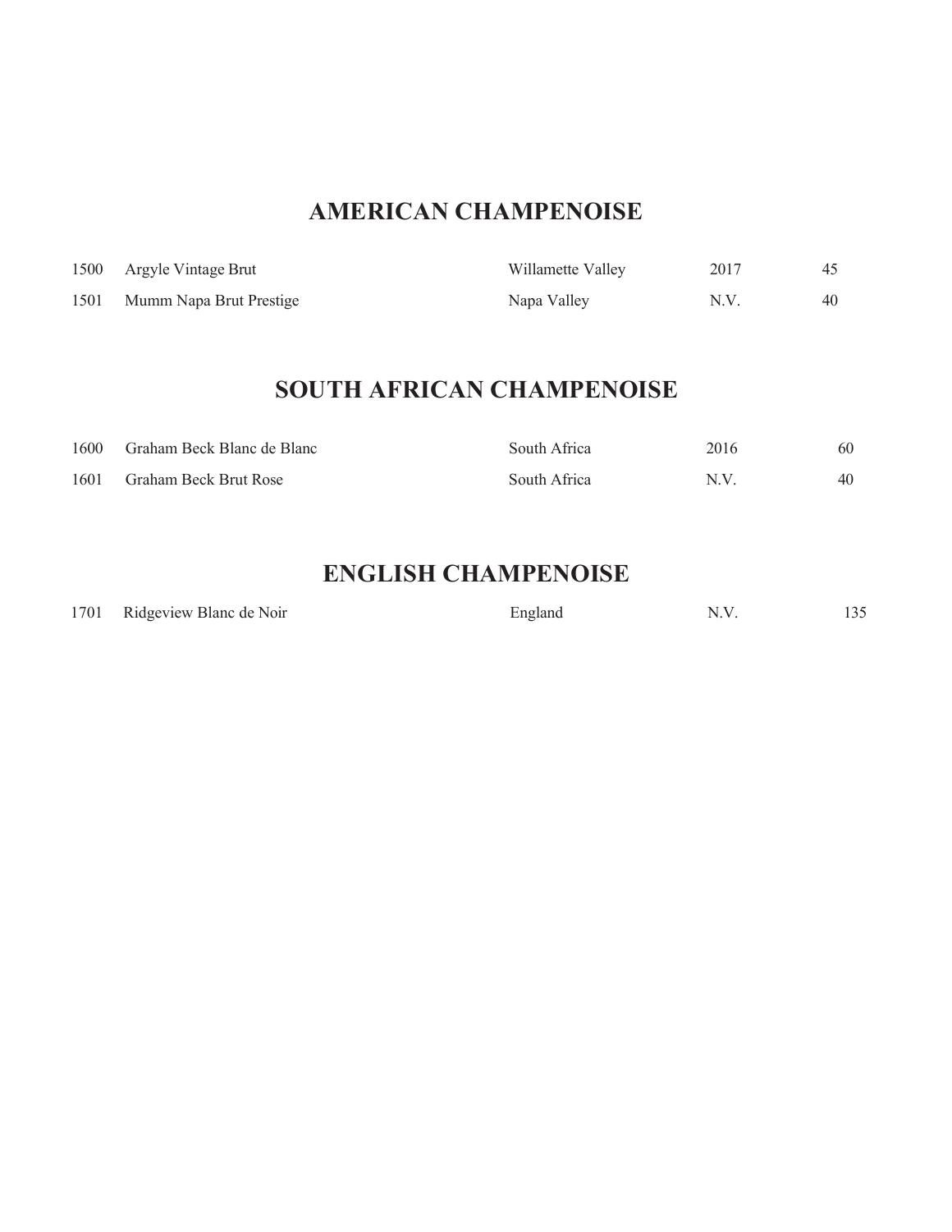## AMERICAN CHAMPENOISE

| | | | | |
|---|---|---|---|---|
| 1500 | Argyle Vintage Brut | Willamette Valley | 2017 | 45 |
| 1501 | Mumm Napa Brut Prestige | Napa Valley | N.V. | 40 |

## SOUTH AFRICAN CHAMPENOISE

| | | | | |
|---|---|---|---|---|
| 1600 | Graham Beck Blanc de Blanc | South Africa | 2016 | 60 |
| 1601 | Graham Beck Brut Rose | South Africa | N.V. | 40 |

## ENGLISH CHAMPENOISE

| | | | | |
|---|---|---|---|---|
| 1701 | Ridgeview Blanc de Noir | England | N.V. | 135 |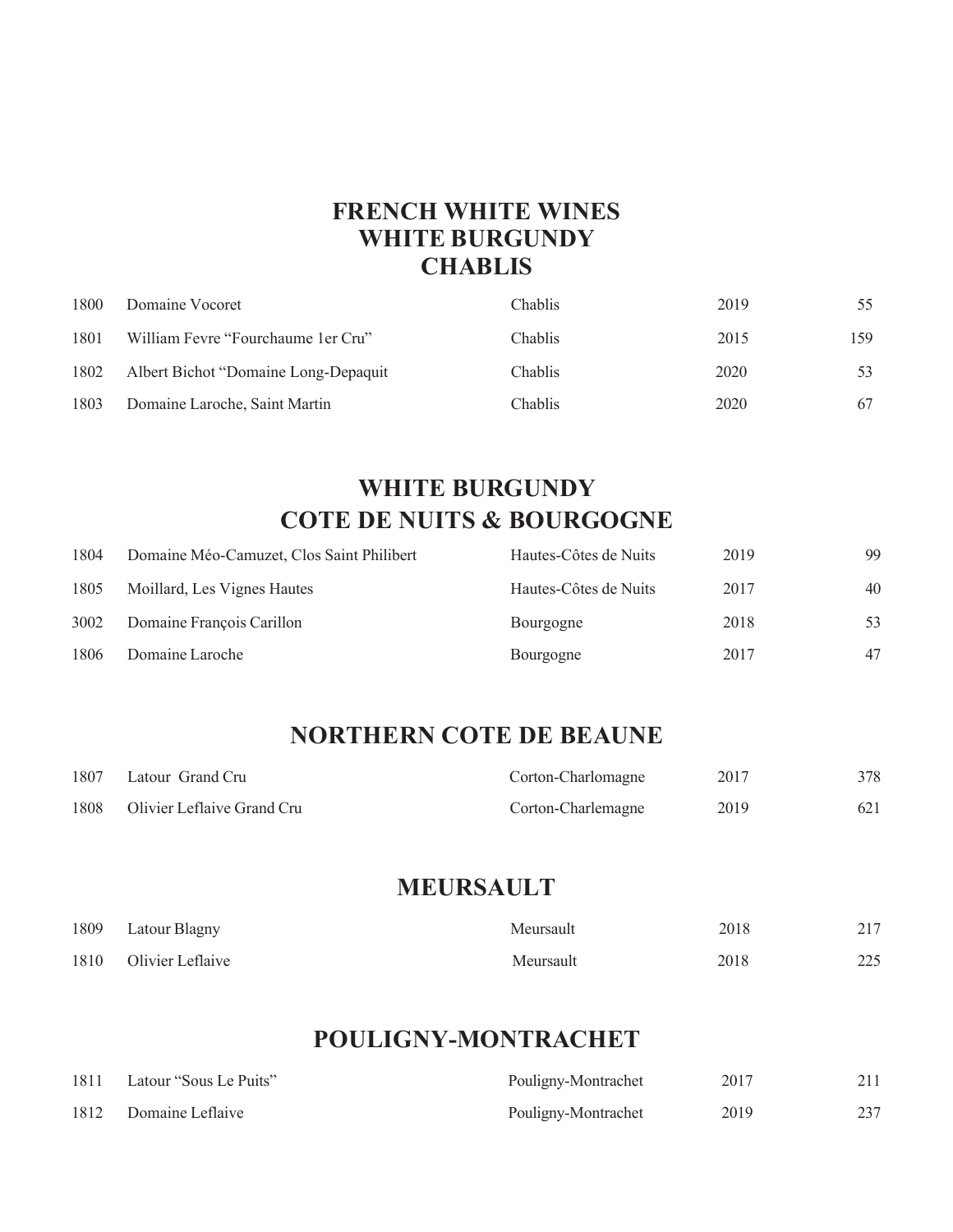# FRENCH WHITE WINES
## WHITE BURGUNDY
## CHABLIS

| | | | | |
|---|---|---|---|---|
| 1800 | Domaine Vocoret | Chablis | 2019 | 55 |
| 1801 | William Fevre "Fourchaume 1er Cru" | Chablis | 2015 | 159 |
| 1802 | Albert Bichot "Domaine Long-Depaquit | Chablis | 2020 | 53 |
| 1803 | Domaine Laroche, Saint Martin | Chablis | 2020 | 67 |

## WHITE BURGUNDY
## COTE DE NUITS & BOURGOGNE

| | | | | |
|---|---|---|---|---|
| 1804 | Domaine Méo-Camuzet, Clos Saint Philibert | Hautes-Côtes de Nuits | 2019 | 99 |
| 1805 | Moillard, Les Vignes Hautes | Hautes-Côtes de Nuits | 2017 | 40 |
| 3002 | Domaine François Carillon | Bourgogne | 2018 | 53 |
| 1806 | Domaine Laroche | Bourgogne | 2017 | 47 |

## NORTHERN COTE DE BEAUNE

| | | | | |
|---|---|---|---|---|
| 1807 | Latour Grand Cru | Corton-Charlomagne | 2017 | 378 |
| 1808 | Olivier Leflaive Grand Cru | Corton-Charlemagne | 2019 | 621 |

## MEURSAULT

| | | | | |
|---|---|---|---|---|
| 1809 | Latour Blagny | Meursault | 2018 | 217 |
| 1810 | Olivier Leflaive | Meursault | 2018 | 225 |

## POULIGNY-MONTRACHET

| | | | | |
|---|---|---|---|---|
| 1811 | Latour "Sous Le Puits" | Pouligny-Montrachet | 2017 | 211 |
| 1812 | Domaine Leflaive | Pouligny-Montrachet | 2019 | 237 |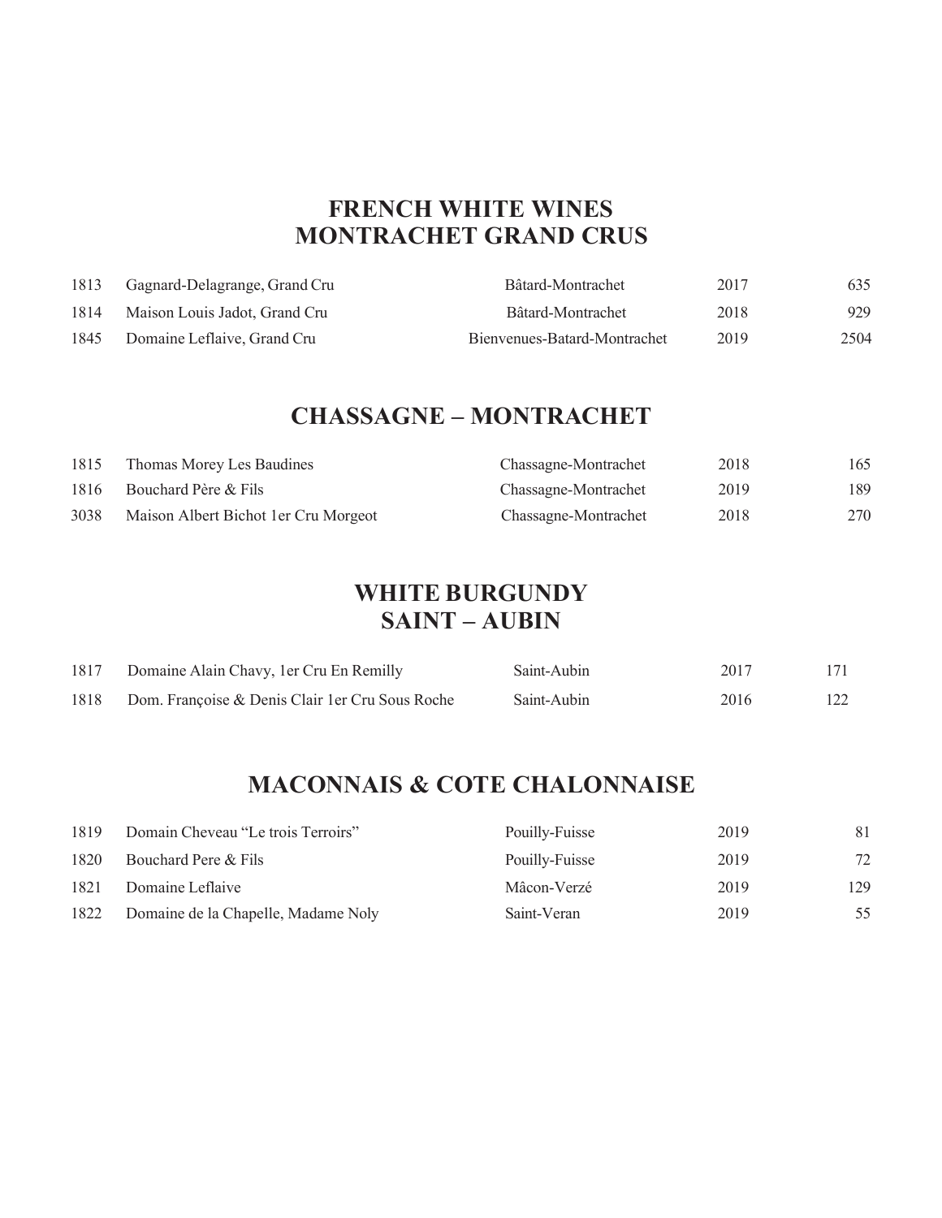# FRENCH WHITE WINES
## MONTRACHET GRAND CRUS

| | | | | |
|---|---|---|---|---|
| 1813 | Gagnard-Delagrange, Grand Cru | Bâtard-Montrachet | 2017 | 635 |
| 1814 | Maison Louis Jadot, Grand Cru | Bâtard-Montrachet | 2018 | 929 |
| 1845 | Domaine Leflaive, Grand Cru | Bienvenues-Batard-Montrachet | 2019 | 2504 |

## CHASSAGNE – MONTRACHET

| | | | | |
|---|---|---|---|---|
| 1815 | Thomas Morey Les Baudines | Chassagne-Montrachet | 2018 | 165 |
| 1816 | Bouchard Père & Fils | Chassagne-Montrachet | 2019 | 189 |
| 3038 | Maison Albert Bichot 1er Cru Morgeot | Chassagne-Montrachet | 2018 | 270 |

## WHITE BURGUNDY
## SAINT – AUBIN

| | | | | |
|---|---|---|---|---|
| 1817 | Domaine Alain Chavy, 1er Cru En Remilly | Saint-Aubin | 2017 | 171 |
| 1818 | Dom. Françoise & Denis Clair 1er Cru Sous Roche | Saint-Aubin | 2016 | 122 |

## MACONNAIS & COTE CHALONNAISE

| | | | | |
|---|---|---|---|---|
| 1819 | Domain Cheveau "Le trois Terroirs" | Pouilly-Fuisse | 2019 | 81 |
| 1820 | Bouchard Pere & Fils | Pouilly-Fuisse | 2019 | 72 |
| 1821 | Domaine Leflaive | Mâcon-Verzé | 2019 | 129 |
| 1822 | Domaine de la Chapelle, Madame Noly | Saint-Veran | 2019 | 55 |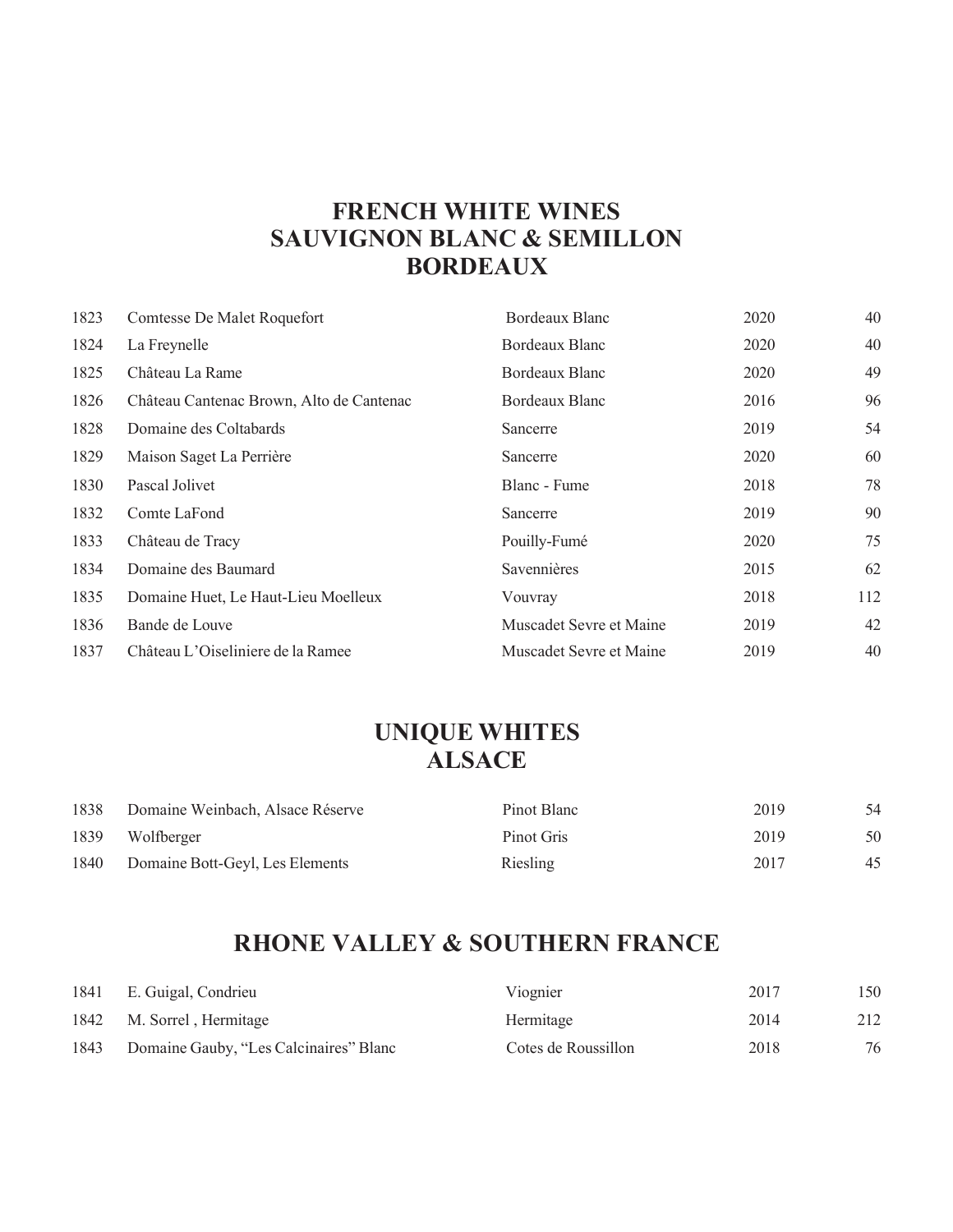# FRENCH WHITE WINES
## SAUVIGNON BLANC & SEMILLON
## BORDEAUX

| | | | | |
|---|---|---|---|---|
| 1823 | Comtesse De Malet Roquefort | Bordeaux Blanc | 2020 | 40 |
| 1824 | La Freynelle | Bordeaux Blanc | 2020 | 40 |
| 1825 | Château La Rame | Bordeaux Blanc | 2020 | 49 |
| 1826 | Château Cantenac Brown, Alto de Cantenac | Bordeaux Blanc | 2016 | 96 |
| 1828 | Domaine des Coltabards | Sancerre | 2019 | 54 |
| 1829 | Maison Saget La Perrière | Sancerre | 2020 | 60 |
| 1830 | Pascal Jolivet | Blanc - Fume | 2018 | 78 |
| 1832 | Comte LaFond | Sancerre | 2019 | 90 |
| 1833 | Château de Tracy | Pouilly-Fumé | 2020 | 75 |
| 1834 | Domaine des Baumard | Savennières | 2015 | 62 |
| 1835 | Domaine Huet, Le Haut-Lieu Moelleux | Vouvray | 2018 | 112 |
| 1836 | Bande de Louve | Muscadet Sevre et Maine | 2019 | 42 |
| 1837 | Château L'Oiseliniere de la Ramee | Muscadet Sevre et Maine | 2019 | 40 |

# UNIQUE WHITES
## ALSACE

| | | | | |
|---|---|---|---|---|
| 1838 | Domaine Weinbach, Alsace Réserve | Pinot Blanc | 2019 | 54 |
| 1839 | Wolfberger | Pinot Gris | 2019 | 50 |
| 1840 | Domaine Bott-Geyl, Les Elements | Riesling | 2017 | 45 |

# RHONE VALLEY & SOUTHERN FRANCE

| | | | | |
|---|---|---|---|---|
| 1841 | E. Guigal, Condrieu | Viognier | 2017 | 150 |
| 1842 | M. Sorrel , Hermitage | Hermitage | 2014 | 212 |
| 1843 | Domaine Gauby, "Les Calcinaires" Blanc | Cotes de Roussillon | 2018 | 76 |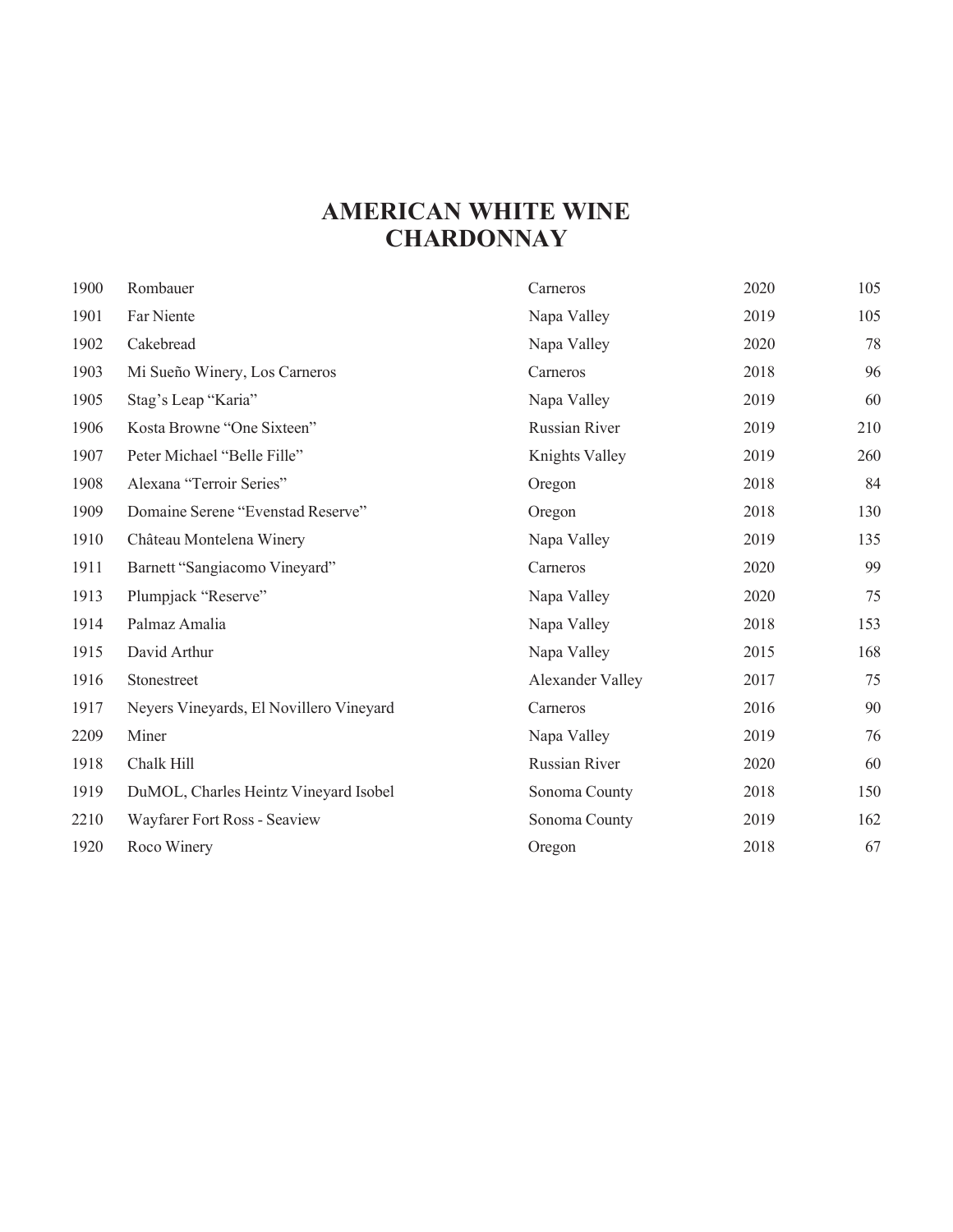# AMERICAN WHITE WINE
## CHARDONNAY

| | | | | |
|---|---|---|---|---|
| 1900 | Rombauer | Carneros | 2020 | 105 |
| 1901 | Far Niente | Napa Valley | 2019 | 105 |
| 1902 | Cakebread | Napa Valley | 2020 | 78 |
| 1903 | Mi Sueño Winery, Los Carneros | Carneros | 2018 | 96 |
| 1905 | Stag's Leap "Karia" | Napa Valley | 2019 | 60 |
| 1906 | Kosta Browne "One Sixteen" | Russian River | 2019 | 210 |
| 1907 | Peter Michael "Belle Fille" | Knights Valley | 2019 | 260 |
| 1908 | Alexana "Terroir Series" | Oregon | 2018 | 84 |
| 1909 | Domaine Serene "Evenstad Reserve" | Oregon | 2018 | 130 |
| 1910 | Château Montelena Winery | Napa Valley | 2019 | 135 |
| 1911 | Barnett "Sangiacomo Vineyard" | Carneros | 2020 | 99 |
| 1913 | Plumpjack "Reserve" | Napa Valley | 2020 | 75 |
| 1914 | Palmaz Amalia | Napa Valley | 2018 | 153 |
| 1915 | David Arthur | Napa Valley | 2015 | 168 |
| 1916 | Stonestreet | Alexander Valley | 2017 | 75 |
| 1917 | Neyers Vineyards, El Novillero Vineyard | Carneros | 2016 | 90 |
| 2209 | Miner | Napa Valley | 2019 | 76 |
| 1918 | Chalk Hill | Russian River | 2020 | 60 |
| 1919 | DuMOL, Charles Heintz Vineyard Isobel | Sonoma County | 2018 | 150 |
| 2210 | Wayfarer Fort Ross - Seaview | Sonoma County | 2019 | 162 |
| 1920 | Roco Winery | Oregon | 2018 | 67 |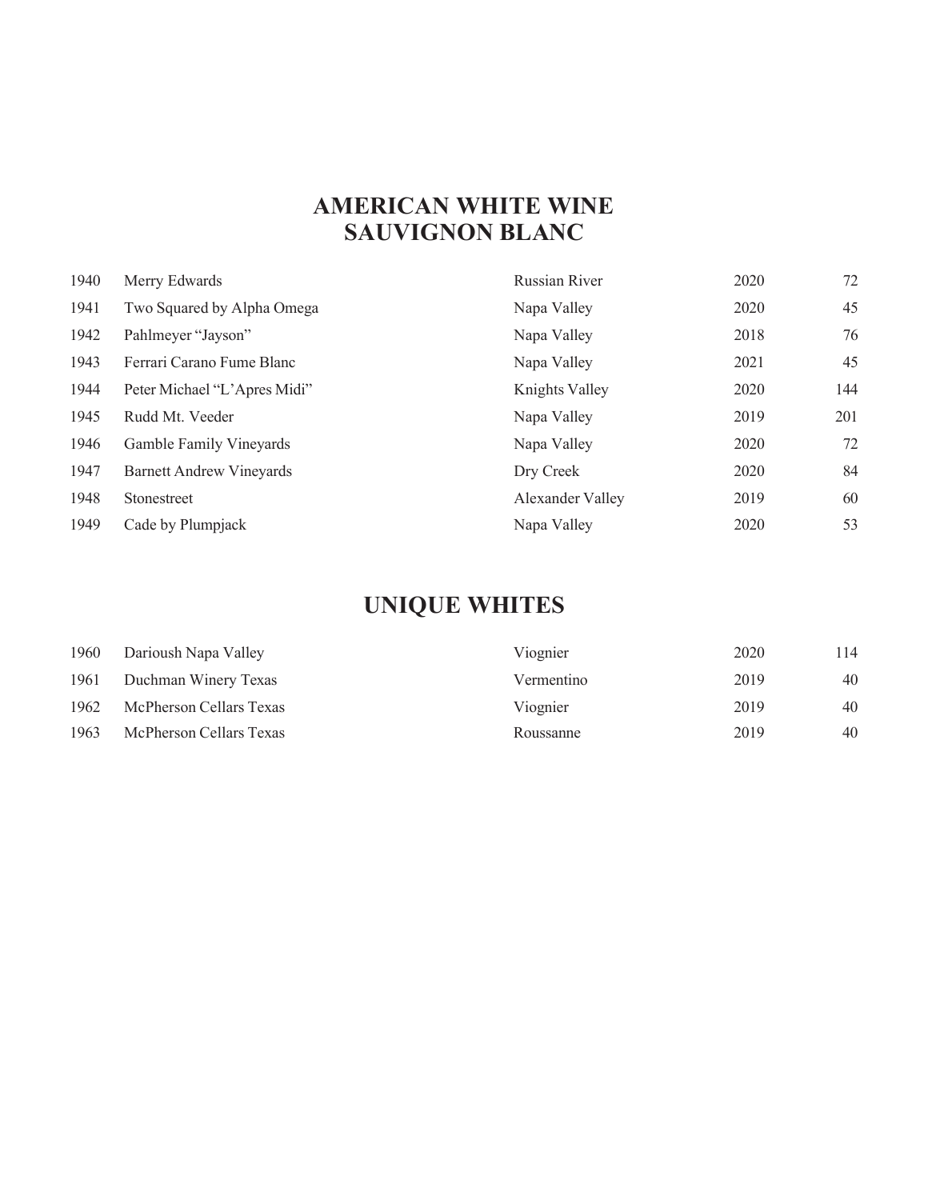# AMERICAN WHITE WINE
## SAUVIGNON BLANC

| | | | | |
|---|---|---|---|---|
| 1940 | Merry Edwards | Russian River | 2020 | 72 |
| 1941 | Two Squared by Alpha Omega | Napa Valley | 2020 | 45 |
| 1942 | Pahlmeyer "Jayson" | Napa Valley | 2018 | 76 |
| 1943 | Ferrari Carano Fume Blanc | Napa Valley | 2021 | 45 |
| 1944 | Peter Michael "L'Apres Midi" | Knights Valley | 2020 | 144 |
| 1945 | Rudd Mt. Veeder | Napa Valley | 2019 | 201 |
| 1946 | Gamble Family Vineyards | Napa Valley | 2020 | 72 |
| 1947 | Barnett Andrew Vineyards | Dry Creek | 2020 | 84 |
| 1948 | Stonestreet | Alexander Valley | 2019 | 60 |
| 1949 | Cade by Plumpjack | Napa Valley | 2020 | 53 |

## UNIQUE WHITES

| | | | | |
|---|---|---|---|---|
| 1960 | Darioush Napa Valley | Viognier | 2020 | 114 |
| 1961 | Duchman Winery Texas | Vermentino | 2019 | 40 |
| 1962 | McPherson Cellars Texas | Viognier | 2019 | 40 |
| 1963 | McPherson Cellars Texas | Roussanne | 2019 | 40 |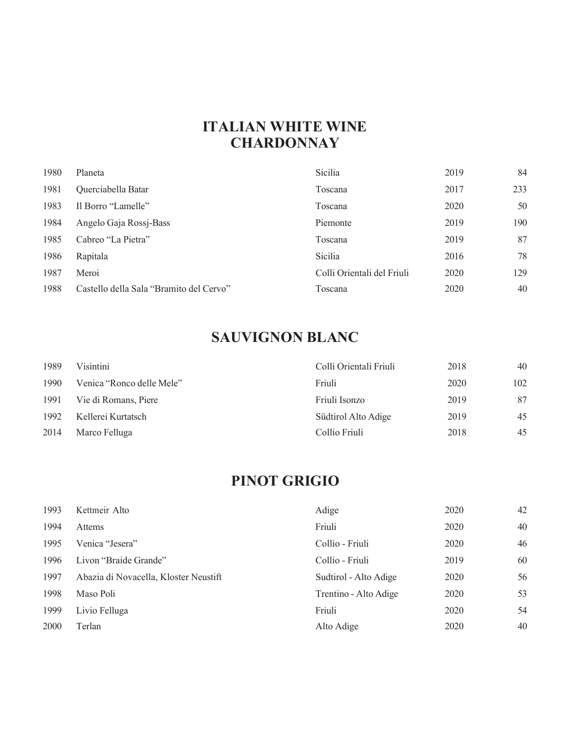# ITALIAN WHITE WINE

## CHARDONNAY

| | | | | |
|---|---|---|---|---|
| 1980 | Planeta | Sicilia | 2019 | 84 |
| 1981 | Querciabella Batar | Toscana | 2017 | 233 |
| 1983 | Il Borro “Lamelle” | Toscana | 2020 | 50 |
| 1984 | Angelo Gaja Rossj-Bass | Piemonte | 2019 | 190 |
| 1985 | Cabreo “La Pietra” | Toscana | 2019 | 87 |
| 1986 | Rapitala | Sicilia | 2016 | 78 |
| 1987 | Meroi | Colli Orientali del Friuli | 2020 | 129 |
| 1988 | Castello della Sala “Bramito del Cervo” | Toscana | 2020 | 40 |

## SAUVIGNON BLANC

| | | | | |
|---|---|---|---|---|
| 1989 | Visintini | Colli Orientali Friuli | 2018 | 40 |
| 1990 | Venica “Ronco delle Mele” | Friuli | 2020 | 102 |
| 1991 | Vie di Romans, Piere | Friuli Isonzo | 2019 | 87 |
| 1992 | Kellerei Kurtatsch | Südtirol Alto Adige | 2019 | 45 |
| 2014 | Marco Felluga | Collio Friuli | 2018 | 45 |

## PINOT GRIGIO

| | | | | |
|---|---|---|---|---|
| 1993 | Kettmeir Alto | Adige | 2020 | 42 |
| 1994 | Attems | Friuli | 2020 | 40 |
| 1995 | Venica “Jesera” | Collio - Friuli | 2020 | 46 |
| 1996 | Livon “Braide Grande” | Collio - Friuli | 2019 | 60 |
| 1997 | Abazia di Novacella, Kloster Neustift | Sudtirol - Alto Adige | 2020 | 56 |
| 1998 | Maso Poli | Trentino - Alto Adige | 2020 | 53 |
| 1999 | Livio Felluga | Friuli | 2020 | 54 |
| 2000 | Terlan | Alto Adige | 2020 | 40 |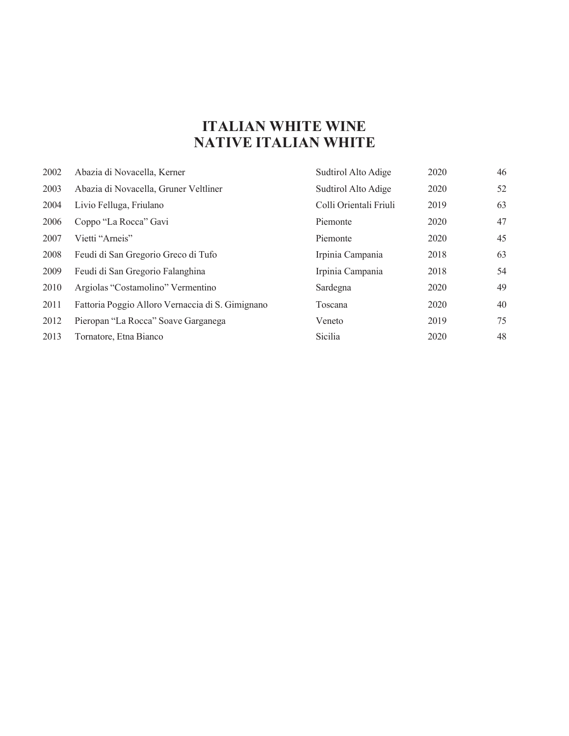# ITALIAN WHITE WINE
## NATIVE ITALIAN WHITE

| | | | | |
|---|---|---|---|---|
| 2002 | Abazia di Novacella, Kerner | Sudtirol Alto Adige | 2020 | 46 |
| 2003 | Abazia di Novacella, Gruner Veltliner | Sudtirol Alto Adige | 2020 | 52 |
| 2004 | Livio Felluga, Friulano | Colli Orientali Friuli | 2019 | 63 |
| 2006 | Coppo "La Rocca" Gavi | Piemonte | 2020 | 47 |
| 2007 | Vietti "Arneis" | Piemonte | 2020 | 45 |
| 2008 | Feudi di San Gregorio Greco di Tufo | Irpinia Campania | 2018 | 63 |
| 2009 | Feudi di San Gregorio Falanghina | Irpinia Campania | 2018 | 54 |
| 2010 | Argiolas "Costamolino" Vermentino | Sardegna | 2020 | 49 |
| 2011 | Fattoria Poggio Alloro Vernaccia di S. Gimignano | Toscana | 2020 | 40 |
| 2012 | Pieropan "La Rocca" Soave Garganega | Veneto | 2019 | 75 |
| 2013 | Tornatore, Etna Bianco | Sicilia | 2020 | 48 |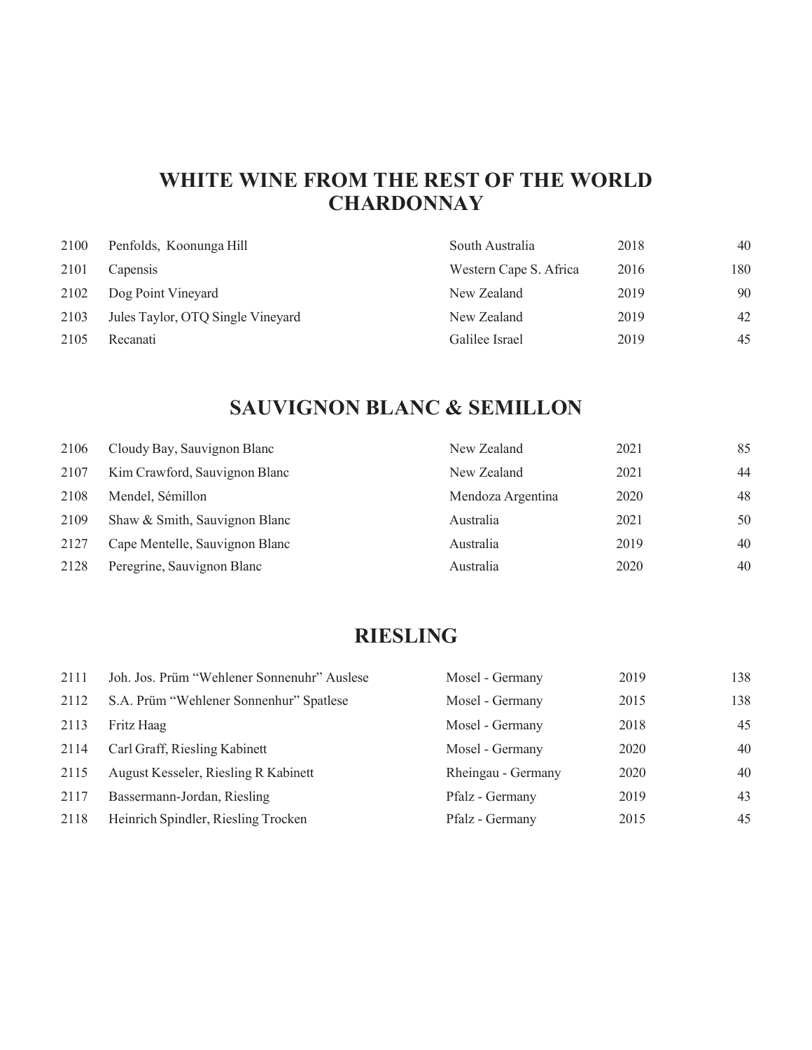## WHITE WINE FROM THE REST OF THE WORLD
## CHARDONNAY

| | | | | |
|---|---|---|---|---|
| 2100 | Penfolds, Koonunga Hill | South Australia | 2018 | 40 |
| 2101 | Capensis | Western Cape S. Africa | 2016 | 180 |
| 2102 | Dog Point Vineyard | New Zealand | 2019 | 90 |
| 2103 | Jules Taylor, OTQ Single Vineyard | New Zealand | 2019 | 42 |
| 2105 | Recanati | Galilee Israel | 2019 | 45 |

## SAUVIGNON BLANC & SEMILLON

| | | | | |
|---|---|---|---|---|
| 2106 | Cloudy Bay, Sauvignon Blanc | New Zealand | 2021 | 85 |
| 2107 | Kim Crawford, Sauvignon Blanc | New Zealand | 2021 | 44 |
| 2108 | Mendel, Sémillon | Mendoza Argentina | 2020 | 48 |
| 2109 | Shaw & Smith, Sauvignon Blanc | Australia | 2021 | 50 |
| 2127 | Cape Mentelle, Sauvignon Blanc | Australia | 2019 | 40 |
| 2128 | Peregrine, Sauvignon Blanc | Australia | 2020 | 40 |

## RIESLING

| | | | | |
|---|---|---|---|---|
| 2111 | Joh. Jos. Prüm "Wehlener Sonnenuhr" Auslese | Mosel - Germany | 2019 | 138 |
| 2112 | S.A. Prüm "Wehlener Sonnenhur" Spatlese | Mosel - Germany | 2015 | 138 |
| 2113 | Fritz Haag | Mosel - Germany | 2018 | 45 |
| 2114 | Carl Graff, Riesling Kabinett | Mosel - Germany | 2020 | 40 |
| 2115 | August Kesseler, Riesling R Kabinett | Rheingau - Germany | 2020 | 40 |
| 2117 | Bassermann-Jordan, Riesling | Pfalz - Germany | 2019 | 43 |
| 2118 | Heinrich Spindler, Riesling Trocken | Pfalz - Germany | 2015 | 45 |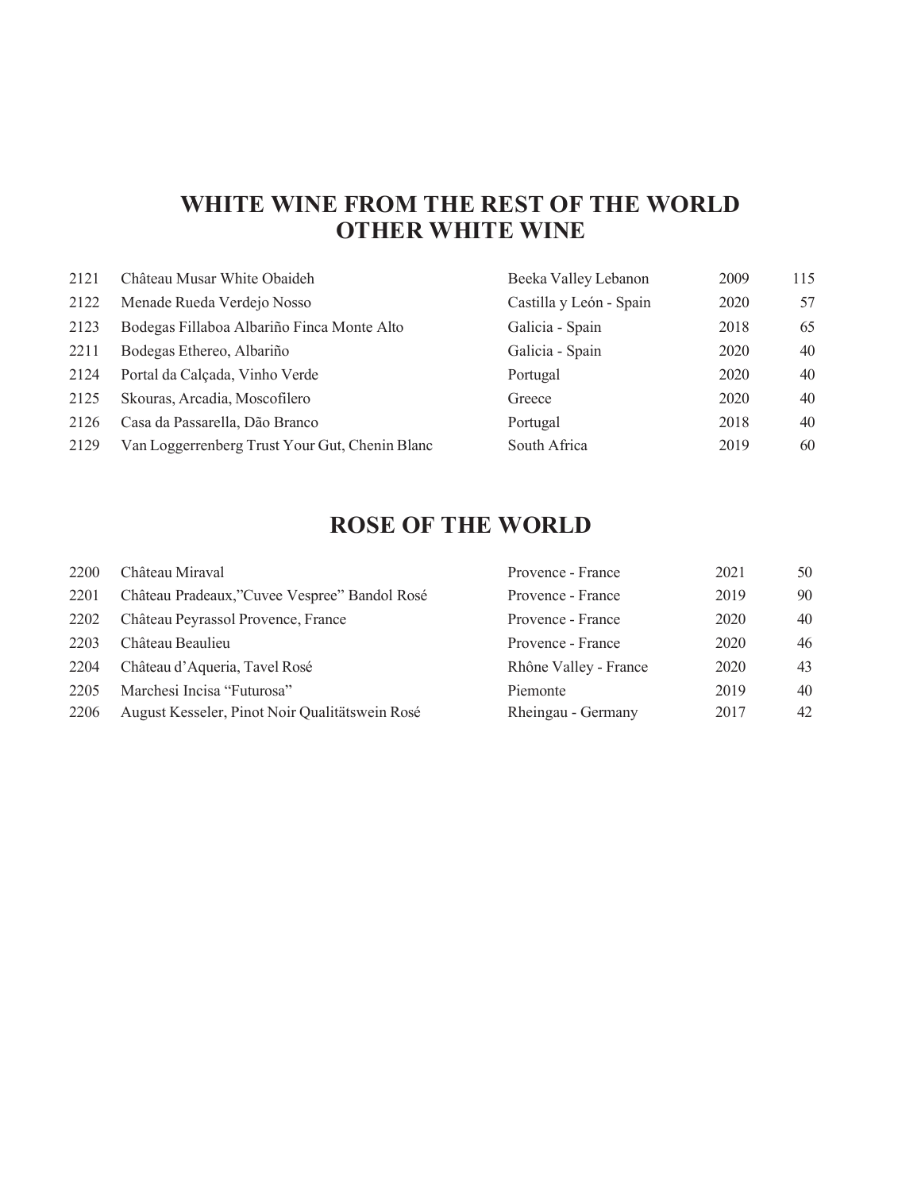## WHITE WINE FROM THE REST OF THE WORLD
## OTHER WHITE WINE

| | | | | |
|---|---|---|---|---|
| 2121 | Château Musar White Obaideh | Beeka Valley Lebanon | 2009 | 115 |
| 2122 | Menade Rueda Verdejo Nosso | Castilla y León - Spain | 2020 | 57 |
| 2123 | Bodegas Fillaboa Albariño Finca Monte Alto | Galicia - Spain | 2018 | 65 |
| 2211 | Bodegas Ethereo, Albariño | Galicia - Spain | 2020 | 40 |
| 2124 | Portal da Calçada, Vinho Verde | Portugal | 2020 | 40 |
| 2125 | Skouras, Arcadia, Moscofilero | Greece | 2020 | 40 |
| 2126 | Casa da Passarella, Dão Branco | Portugal | 2018 | 40 |
| 2129 | Van Loggerrenberg Trust Your Gut, Chenin Blanc | South Africa | 2019 | 60 |

## ROSE OF THE WORLD

| | | | | |
|---|---|---|---|---|
| 2200 | Château Miraval | Provence - France | 2021 | 50 |
| 2201 | Château Pradeaux,"Cuvee Vespree" Bandol Rosé | Provence - France | 2019 | 90 |
| 2202 | Château Peyrassol Provence, France | Provence - France | 2020 | 40 |
| 2203 | Château Beaulieu | Provence - France | 2020 | 46 |
| 2204 | Château d'Aqueria, Tavel Rosé | Rhône Valley - France | 2020 | 43 |
| 2205 | Marchesi Incisa "Futurosa" | Piemonte | 2019 | 40 |
| 2206 | August Kesseler, Pinot Noir Qualitätswein Rosé | Rheingau - Germany | 2017 | 42 |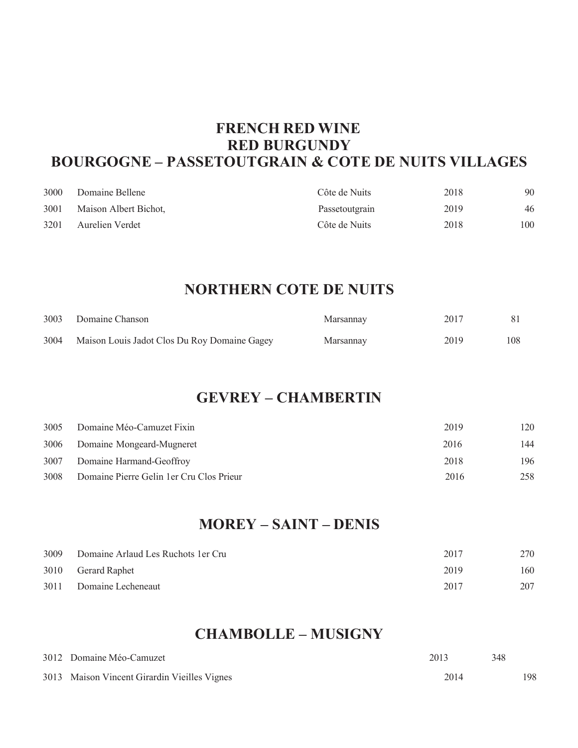# FRENCH RED WINE
# RED BURGUNDY
# BOURGOGNE – PASSETOUTGRAIN & COTE DE NUITS VILLAGES

| | | | | |
|---|---|---|---|---|
| 3000 | Domaine Bellene | Côte de Nuits | 2018 | 90 |
| 3001 | Maison Albert Bichot, | Passetoutgrain | 2019 | 46 |
| 3201 | Aurelien Verdet | Côte de Nuits | 2018 | 100 |

## NORTHERN COTE DE NUITS

| | | | | |
|---|---|---|---|---|
| 3003 | Domaine Chanson | Marsannay | 2017 | 81 |
| 3004 | Maison Louis Jadot Clos Du Roy Domaine Gagey | Marsannay | 2019 | 108 |

## GEVREY – CHAMBERTIN

| | | | |
|---|---|---|---|
| 3005 | Domaine Méo-Camuzet Fixin | 2019 | 120 |
| 3006 | Domaine Mongeard-Mugneret | 2016 | 144 |
| 3007 | Domaine Harmand-Geoffroy | 2018 | 196 |
| 3008 | Domaine Pierre Gelin 1er Cru Clos Prieur | 2016 | 258 |

## MOREY – SAINT – DENIS

| | | | |
|---|---|---|---|
| 3009 | Domaine Arlaud Les Ruchots 1er Cru | 2017 | 270 |
| 3010 | Gerard Raphet | 2019 | 160 |
| 3011 | Domaine Lecheneaut | 2017 | 207 |

## CHAMBOLLE – MUSIGNY

| | | | |
|---|---|---|---|
| 3012 | Domaine Méo-Camuzet | 2013 | 348 |
| 3013 | Maison Vincent Girardin Vieilles Vignes | 2014 | 198 |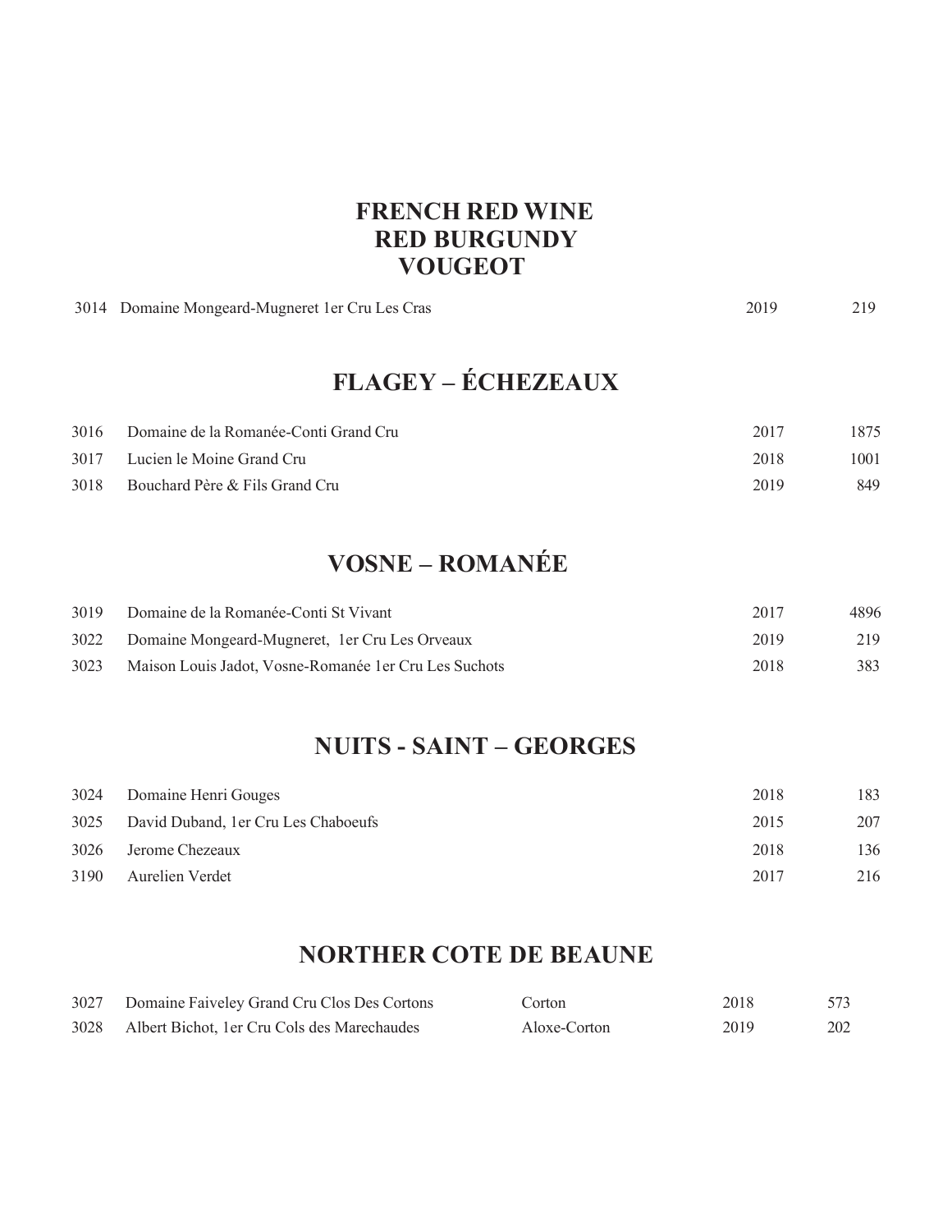# FRENCH RED WINE
# RED BURGUNDY
## VOUGEOT

| | | | |
|---|---|---|---|
| 3014 | Domaine Mongeard-Mugneret 1er Cru Les Cras | 2019 | 219 |

## FLAGEY – ÉCHEZEAUX

| | | | |
|---|---|---|---|
| 3016 | Domaine de la Romanée-Conti Grand Cru | 2017 | 1875 |
| 3017 | Lucien le Moine Grand Cru | 2018 | 1001 |
| 3018 | Bouchard Père & Fils Grand Cru | 2019 | 849 |

## VOSNE – ROMANÉE

| | | | |
|---|---|---|---|
| 3019 | Domaine de la Romanée-Conti St Vivant | 2017 | 4896 |
| 3022 | Domaine Mongeard-Mugneret, 1er Cru Les Orveaux | 2019 | 219 |
| 3023 | Maison Louis Jadot, Vosne-Romanée 1er Cru Les Suchots | 2018 | 383 |

## NUITS - SAINT – GEORGES

| | | | |
|---|---|---|---|
| 3024 | Domaine Henri Gouges | 2018 | 183 |
| 3025 | David Duband, 1er Cru Les Chaboeufs | 2015 | 207 |
| 3026 | Jerome Chezeaux | 2018 | 136 |
| 3190 | Aurelien Verdet | 2017 | 216 |

## NORTHER COTE DE BEAUNE

| | | | | |
|---|---|---|---|---|
| 3027 | Domaine Faiveley Grand Cru Clos Des Cortons | Corton | 2018 | 573 |
| 3028 | Albert Bichot, 1er Cru Cols des Marechaudes | Aloxe-Corton | 2019 | 202 |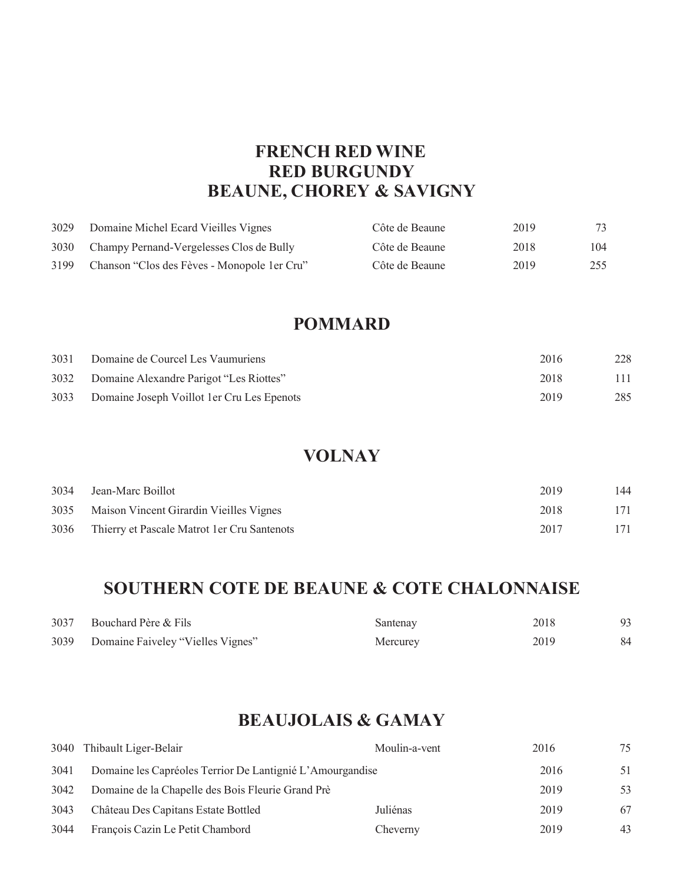# FRENCH RED WINE
## RED BURGUNDY
## BEAUNE, CHOREY & SAVIGNY

| | | | | |
|---|---|---|---|---|
| 3029 | Domaine Michel Ecard Vieilles Vignes | Côte de Beaune | 2019 | 73 |
| 3030 | Champy Pernand-Vergelesses Clos de Bully | Côte de Beaune | 2018 | 104 |
| 3199 | Chanson "Clos des Fèves - Monopole 1er Cru" | Côte de Beaune | 2019 | 255 |

## POMMARD

| | | | |
|---|---|---|---|
| 3031 | Domaine de Courcel Les Vaumuriens | 2016 | 228 |
| 3032 | Domaine Alexandre Parigot "Les Riottes" | 2018 | 111 |
| 3033 | Domaine Joseph Voillot 1er Cru Les Epenots | 2019 | 285 |

## VOLNAY

| | | | |
|---|---|---|---|
| 3034 | Jean-Marc Boillot | 2019 | 144 |
| 3035 | Maison Vincent Girardin Vieilles Vignes | 2018 | 171 |
| 3036 | Thierry et Pascale Matrot 1er Cru Santenots | 2017 | 171 |

## SOUTHERN COTE DE BEAUNE & COTE CHALONNAISE

| | | | | |
|---|---|---|---|---|
| 3037 | Bouchard Père & Fils | Santenay | 2018 | 93 |
| 3039 | Domaine Faiveley "Vielles Vignes" | Mercurey | 2019 | 84 |

## BEAUJOLAIS & GAMAY

| | | | | |
|---|---|---|---|---|
| 3040 | Thibault Liger-Belair | Moulin-a-vent | 2016 | 75 |
| 3041 | Domaine les Capréoles Terrior De Lantignié L'Amourgandise | | 2016 | 51 |
| 3042 | Domaine de la Chapelle des Bois Fleurie Grand Prè | | 2019 | 53 |
| 3043 | Château Des Capitans Estate Bottled | Juliénas | 2019 | 67 |
| 3044 | François Cazin Le Petit Chambord | Cheverny | 2019 | 43 |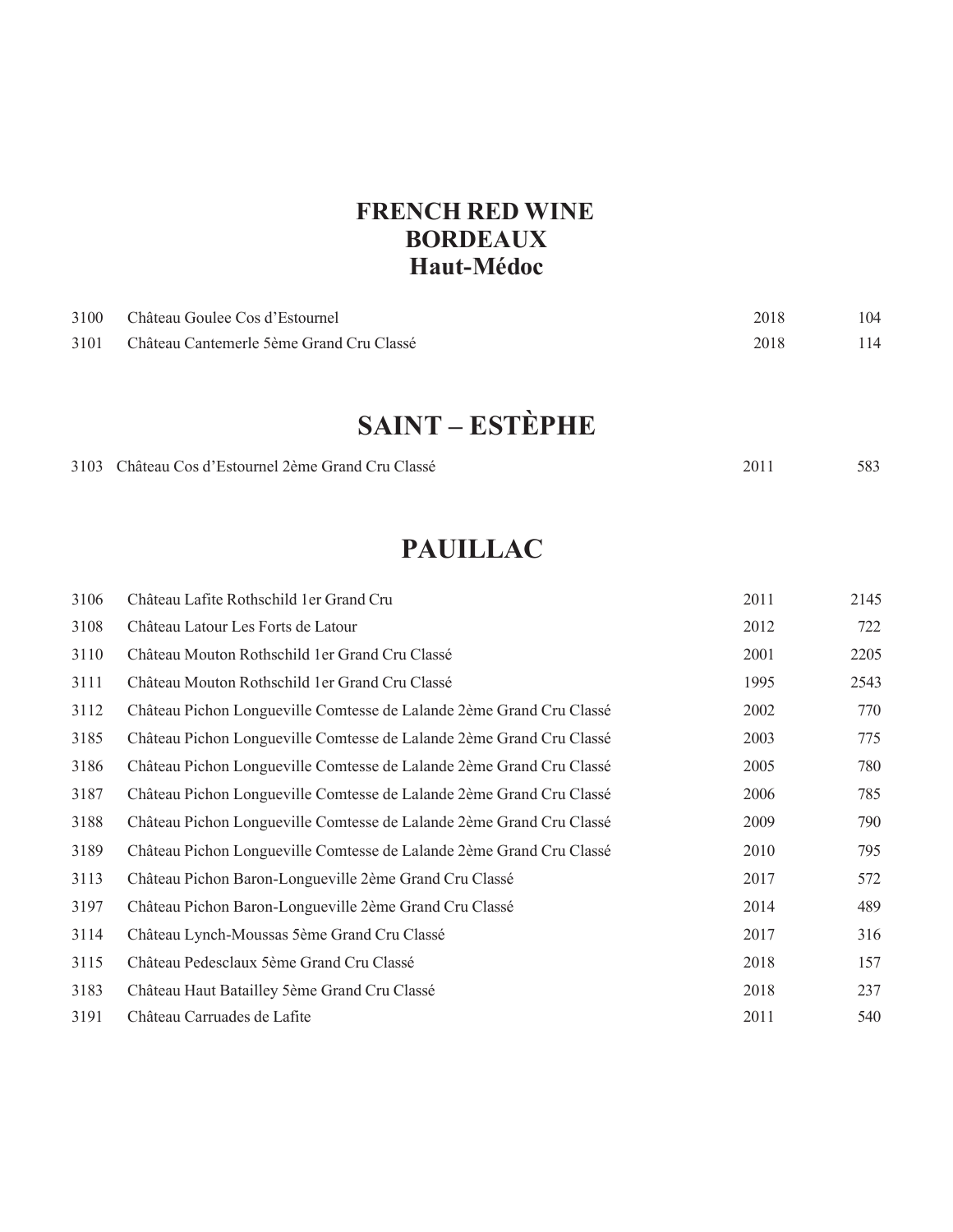# FRENCH RED WINE
# BORDEAUX
## Haut-Médoc

| | | | |
|---|---|---|---|
| 3100 | Château Goulee Cos d'Estournel | 2018 | 104 |
| 3101 | Château Cantemerle 5ème Grand Cru Classé | 2018 | 114 |

# SAINT – ESTÈPHE

| | | | |
|---|---|---|---|
| 3103 | Château Cos d'Estournel 2ème Grand Cru Classé | 2011 | 583 |

# PAUILLAC

| | | | |
|---|---|---|---|
| 3106 | Château Lafite Rothschild 1er Grand Cru | 2011 | 2145 |
| 3108 | Château Latour Les Forts de Latour | 2012 | 722 |
| 3110 | Château Mouton Rothschild 1er Grand Cru Classé | 2001 | 2205 |
| 3111 | Château Mouton Rothschild 1er Grand Cru Classé | 1995 | 2543 |
| 3112 | Château Pichon Longueville Comtesse de Lalande 2ème Grand Cru Classé | 2002 | 770 |
| 3185 | Château Pichon Longueville Comtesse de Lalande 2ème Grand Cru Classé | 2003 | 775 |
| 3186 | Château Pichon Longueville Comtesse de Lalande 2ème Grand Cru Classé | 2005 | 780 |
| 3187 | Château Pichon Longueville Comtesse de Lalande 2ème Grand Cru Classé | 2006 | 785 |
| 3188 | Château Pichon Longueville Comtesse de Lalande 2ème Grand Cru Classé | 2009 | 790 |
| 3189 | Château Pichon Longueville Comtesse de Lalande 2ème Grand Cru Classé | 2010 | 795 |
| 3113 | Château Pichon Baron-Longueville 2ème Grand Cru Classé | 2017 | 572 |
| 3197 | Château Pichon Baron-Longueville 2ème Grand Cru Classé | 2014 | 489 |
| 3114 | Château Lynch-Moussas 5ème Grand Cru Classé | 2017 | 316 |
| 3115 | Château Pedesclaux 5ème Grand Cru Classé | 2018 | 157 |
| 3183 | Château Haut Batailley 5ème Grand Cru Classé | 2018 | 237 |
| 3191 | Château Carruades de Lafite | 2011 | 540 |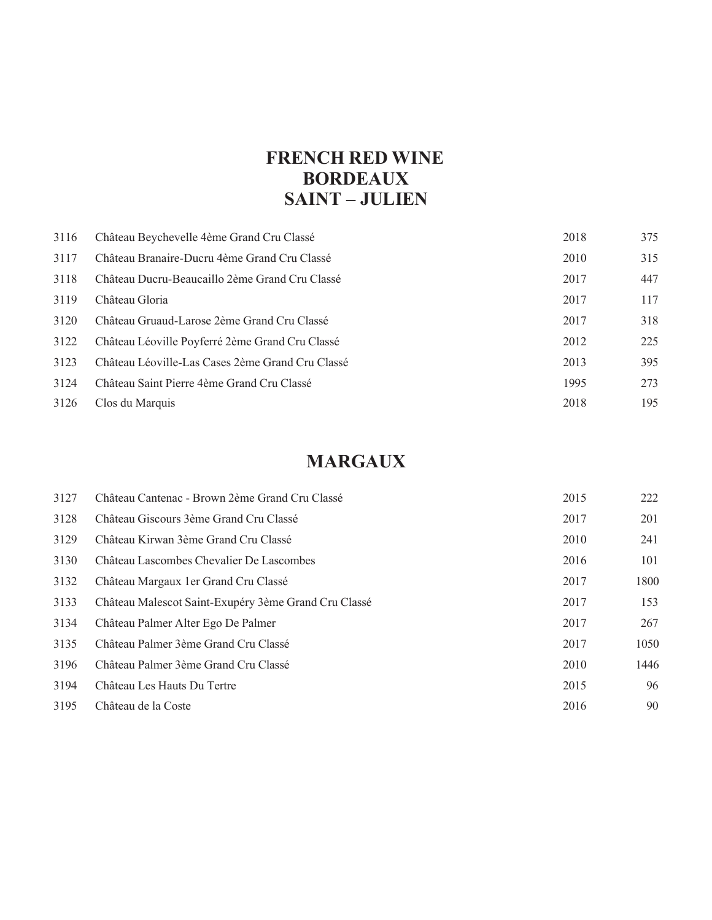# FRENCH RED WINE
# BORDEAUX
# SAINT – JULIEN

| | | | |
|---|---|---|---|
| 3116 | Château Beychevelle 4ème Grand Cru Classé | 2018 | 375 |
| 3117 | Château Branaire-Ducru 4ème Grand Cru Classé | 2010 | 315 |
| 3118 | Château Ducru-Beaucaillo 2ème Grand Cru Classé | 2017 | 447 |
| 3119 | Château Gloria | 2017 | 117 |
| 3120 | Château Gruaud-Larose 2ème Grand Cru Classé | 2017 | 318 |
| 3122 | Château Léoville Poyferré 2ème Grand Cru Classé | 2012 | 225 |
| 3123 | Château Léoville-Las Cases 2ème Grand Cru Classé | 2013 | 395 |
| 3124 | Château Saint Pierre 4ème Grand Cru Classé | 1995 | 273 |
| 3126 | Clos du Marquis | 2018 | 195 |

## MARGAUX

| | | | |
|---|---|---|---|
| 3127 | Château Cantenac - Brown 2ème Grand Cru Classé | 2015 | 222 |
| 3128 | Château Giscours 3ème Grand Cru Classé | 2017 | 201 |
| 3129 | Château Kirwan 3ème Grand Cru Classé | 2010 | 241 |
| 3130 | Château Lascombes Chevalier De Lascombes | 2016 | 101 |
| 3132 | Château Margaux 1er Grand Cru Classé | 2017 | 1800 |
| 3133 | Château Malescot Saint-Exupéry 3ème Grand Cru Classé | 2017 | 153 |
| 3134 | Château Palmer Alter Ego De Palmer | 2017 | 267 |
| 3135 | Château Palmer 3ème Grand Cru Classé | 2017 | 1050 |
| 3196 | Château Palmer 3ème Grand Cru Classé | 2010 | 1446 |
| 3194 | Château Les Hauts Du Tertre | 2015 | 96 |
| 3195 | Château de la Coste | 2016 | 90 |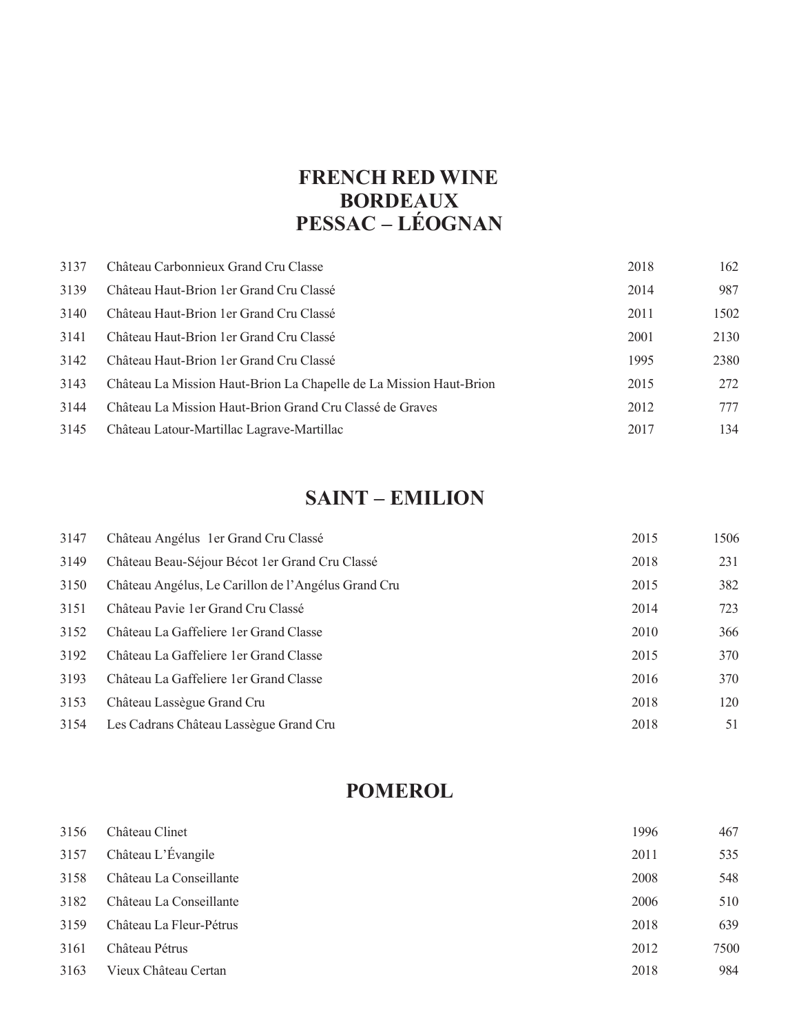# FRENCH RED WINE
# BORDEAUX
# PESSAC – LÉOGNAN

| | | | |
|---|---|---|---|
| 3137 | Château Carbonnieux Grand Cru Classe | 2018 | 162 |
| 3139 | Château Haut-Brion 1er Grand Cru Classé | 2014 | 987 |
| 3140 | Château Haut-Brion 1er Grand Cru Classé | 2011 | 1502 |
| 3141 | Château Haut-Brion 1er Grand Cru Classé | 2001 | 2130 |
| 3142 | Château Haut-Brion 1er Grand Cru Classé | 1995 | 2380 |
| 3143 | Château La Mission Haut-Brion La Chapelle de La Mission Haut-Brion | 2015 | 272 |
| 3144 | Château La Mission Haut-Brion Grand Cru Classé de Graves | 2012 | 777 |
| 3145 | Château Latour-Martillac Lagrave-Martillac | 2017 | 134 |

## SAINT – EMILION

| | | | |
|---|---|---|---|
| 3147 | Château Angélus 1er Grand Cru Classé | 2015 | 1506 |
| 3149 | Château Beau-Séjour Bécot 1er Grand Cru Classé | 2018 | 231 |
| 3150 | Château Angélus, Le Carillon de l'Angélus Grand Cru | 2015 | 382 |
| 3151 | Château Pavie 1er Grand Cru Classé | 2014 | 723 |
| 3152 | Château La Gaffeliere 1er Grand Classe | 2010 | 366 |
| 3192 | Château La Gaffeliere 1er Grand Classe | 2015 | 370 |
| 3193 | Château La Gaffeliere 1er Grand Classe | 2016 | 370 |
| 3153 | Château Lassègue Grand Cru | 2018 | 120 |
| 3154 | Les Cadrans Château Lassègue Grand Cru | 2018 | 51 |

## POMEROL

| | | | |
|---|---|---|---|
| 3156 | Château Clinet | 1996 | 467 |
| 3157 | Château L'Évangile | 2011 | 535 |
| 3158 | Château La Conseillante | 2008 | 548 |
| 3182 | Château La Conseillante | 2006 | 510 |
| 3159 | Château La Fleur-Pétrus | 2018 | 639 |
| 3161 | Château Pétrus | 2012 | 7500 |
| 3163 | Vieux Château Certan | 2018 | 984 |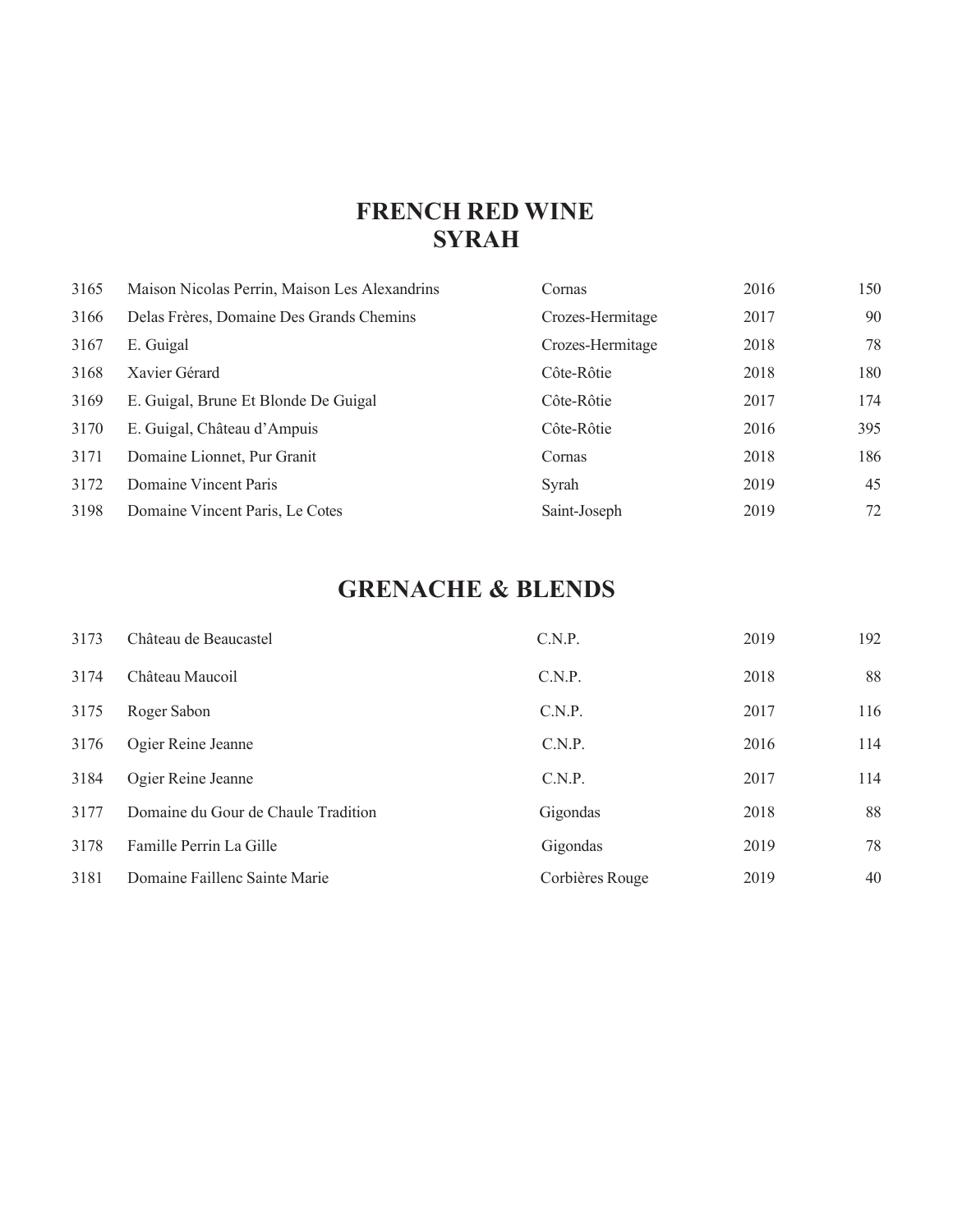# FRENCH RED WINE
## SYRAH

| | | | | |
|---|---|---|---|---|
| 3165 | Maison Nicolas Perrin, Maison Les Alexandrins | Cornas | 2016 | 150 |
| 3166 | Delas Frères, Domaine Des Grands Chemins | Crozes-Hermitage | 2017 | 90 |
| 3167 | E. Guigal | Crozes-Hermitage | 2018 | 78 |
| 3168 | Xavier Gérard | Côte-Rôtie | 2018 | 180 |
| 3169 | E. Guigal, Brune Et Blonde De Guigal | Côte-Rôtie | 2017 | 174 |
| 3170 | E. Guigal, Château d'Ampuis | Côte-Rôtie | 2016 | 395 |
| 3171 | Domaine Lionnet, Pur Granit | Cornas | 2018 | 186 |
| 3172 | Domaine Vincent Paris | Syrah | 2019 | 45 |
| 3198 | Domaine Vincent Paris, Le Cotes | Saint-Joseph | 2019 | 72 |

## GRENACHE & BLENDS

| | | | | |
|---|---|---|---|---|
| 3173 | Château de Beaucastel | C.N.P. | 2019 | 192 |
| 3174 | Château Maucoil | C.N.P. | 2018 | 88 |
| 3175 | Roger Sabon | C.N.P. | 2017 | 116 |
| 3176 | Ogier Reine Jeanne | C.N.P. | 2016 | 114 |
| 3184 | Ogier Reine Jeanne | C.N.P. | 2017 | 114 |
| 3177 | Domaine du Gour de Chaule Tradition | Gigondas | 2018 | 88 |
| 3178 | Famille Perrin La Gille | Gigondas | 2019 | 78 |
| 3181 | Domaine Faillenc Sainte Marie | Corbières Rouge | 2019 | 40 |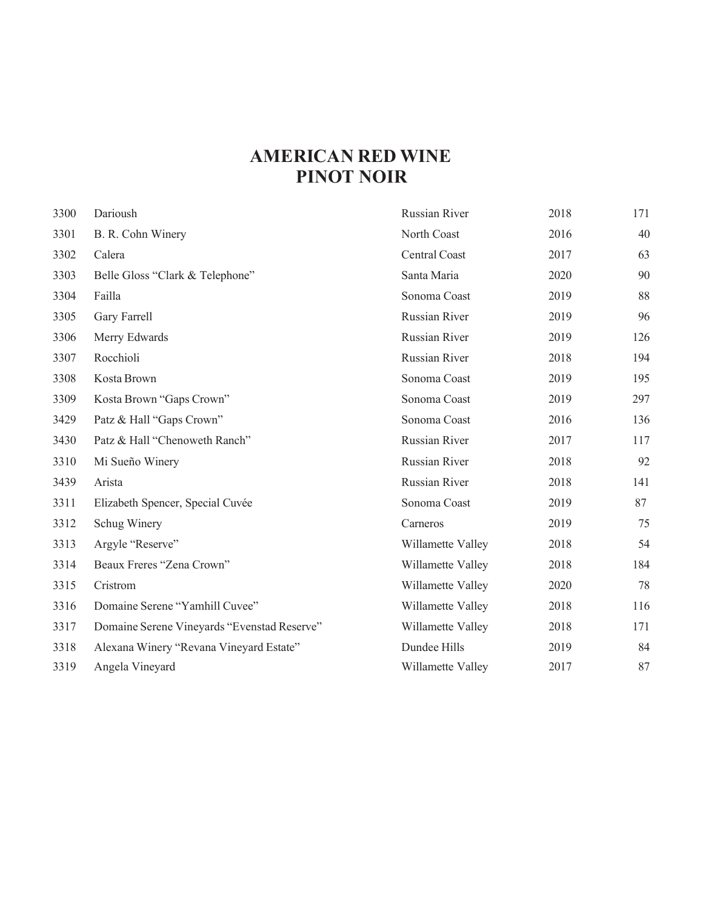# AMERICAN RED WINE
## PINOT NOIR

| | | | | |
|---|---|---|---|---|
| 3300 | Darioush | Russian River | 2018 | 171 |
| 3301 | B. R. Cohn Winery | North Coast | 2016 | 40 |
| 3302 | Calera | Central Coast | 2017 | 63 |
| 3303 | Belle Gloss "Clark & Telephone" | Santa Maria | 2020 | 90 |
| 3304 | Failla | Sonoma Coast | 2019 | 88 |
| 3305 | Gary Farrell | Russian River | 2019 | 96 |
| 3306 | Merry Edwards | Russian River | 2019 | 126 |
| 3307 | Rocchioli | Russian River | 2018 | 194 |
| 3308 | Kosta Brown | Sonoma Coast | 2019 | 195 |
| 3309 | Kosta Brown "Gaps Crown" | Sonoma Coast | 2019 | 297 |
| 3429 | Patz & Hall "Gaps Crown" | Sonoma Coast | 2016 | 136 |
| 3430 | Patz & Hall "Chenoweth Ranch" | Russian River | 2017 | 117 |
| 3310 | Mi Sueño Winery | Russian River | 2018 | 92 |
| 3439 | Arista | Russian River | 2018 | 141 |
| 3311 | Elizabeth Spencer, Special Cuvée | Sonoma Coast | 2019 | 87 |
| 3312 | Schug Winery | Carneros | 2019 | 75 |
| 3313 | Argyle "Reserve" | Willamette Valley | 2018 | 54 |
| 3314 | Beaux Freres "Zena Crown" | Willamette Valley | 2018 | 184 |
| 3315 | Cristrom | Willamette Valley | 2020 | 78 |
| 3316 | Domaine Serene "Yamhill Cuvee" | Willamette Valley | 2018 | 116 |
| 3317 | Domaine Serene Vineyards "Evenstad Reserve" | Willamette Valley | 2018 | 171 |
| 3318 | Alexana Winery "Revana Vineyard Estate" | Dundee Hills | 2019 | 84 |
| 3319 | Angela Vineyard | Willamette Valley | 2017 | 87 |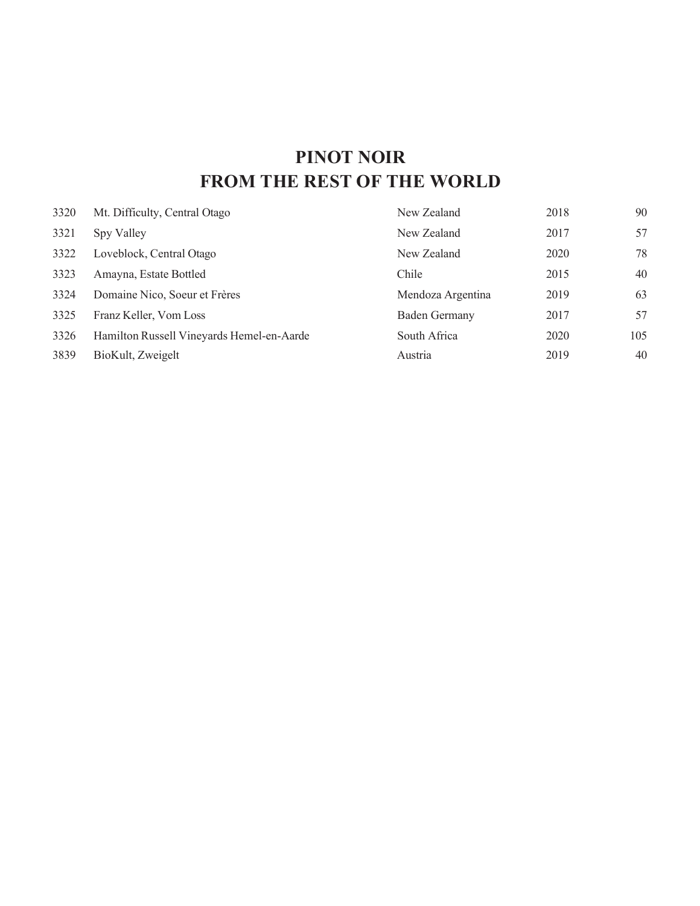# PINOT NOIR
# FROM THE REST OF THE WORLD

| | | | | |
|---|---|---|---|---|
| 3320 | Mt. Difficulty, Central Otago | New Zealand | 2018 | 90 |
| 3321 | Spy Valley | New Zealand | 2017 | 57 |
| 3322 | Loveblock, Central Otago | New Zealand | 2020 | 78 |
| 3323 | Amayna, Estate Bottled | Chile | 2015 | 40 |
| 3324 | Domaine Nico, Soeur et Frères | Mendoza Argentina | 2019 | 63 |
| 3325 | Franz Keller, Vom Loss | Baden Germany | 2017 | 57 |
| 3326 | Hamilton Russell Vineyards Hemel-en-Aarde | South Africa | 2020 | 105 |
| 3839 | BioKult, Zweigelt | Austria | 2019 | 40 |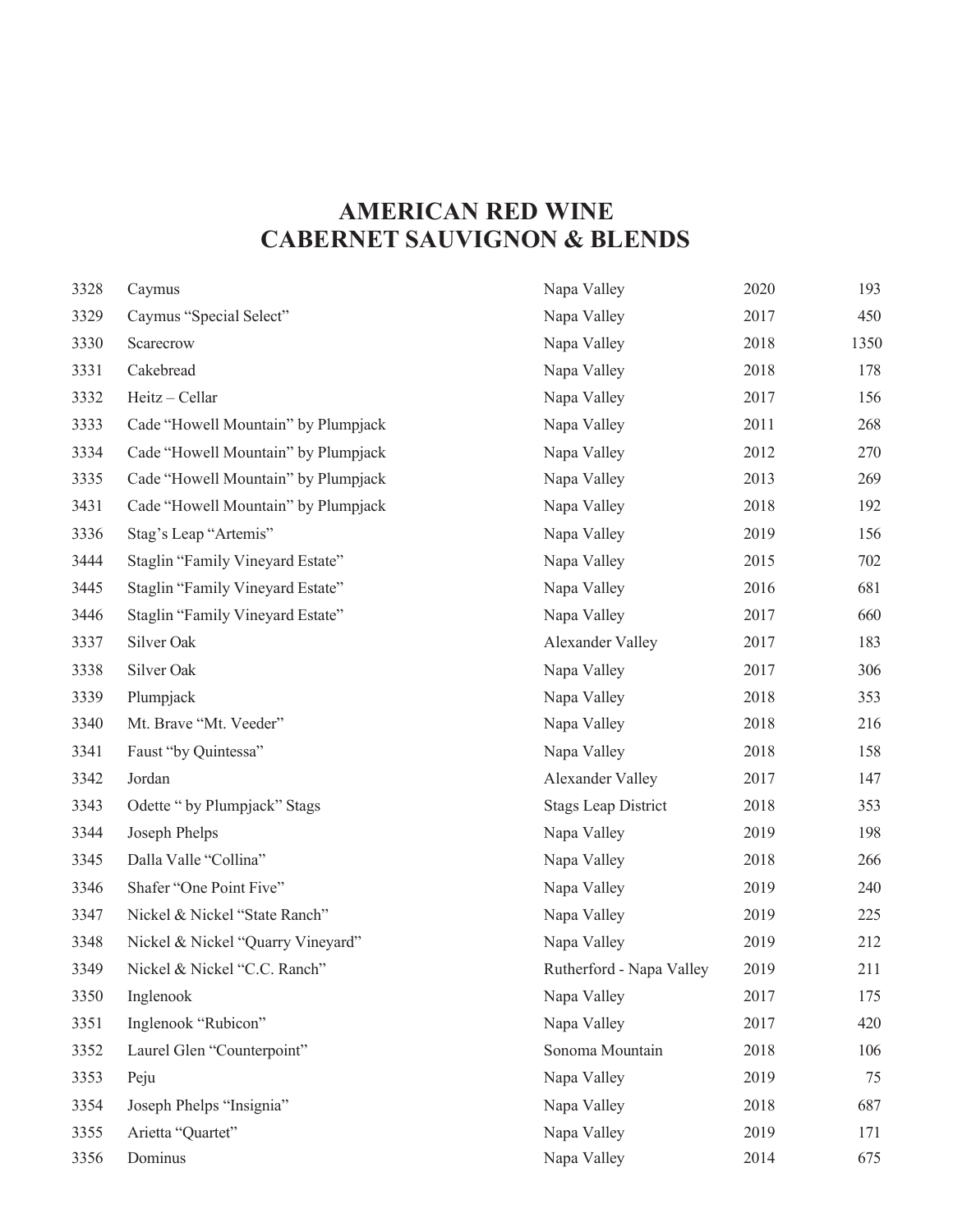# AMERICAN RED WINE
# CABERNET SAUVIGNON & BLENDS

| | | | | |
|---|---|---|---|---|
| 3328 | Caymus | Napa Valley | 2020 | 193 |
| 3329 | Caymus “Special Select” | Napa Valley | 2017 | 450 |
| 3330 | Scarecrow | Napa Valley | 2018 | 1350 |
| 3331 | Cakebread | Napa Valley | 2018 | 178 |
| 3332 | Heitz – Cellar | Napa Valley | 2017 | 156 |
| 3333 | Cade “Howell Mountain” by Plumpjack | Napa Valley | 2011 | 268 |
| 3334 | Cade “Howell Mountain” by Plumpjack | Napa Valley | 2012 | 270 |
| 3335 | Cade “Howell Mountain” by Plumpjack | Napa Valley | 2013 | 269 |
| 3431 | Cade “Howell Mountain” by Plumpjack | Napa Valley | 2018 | 192 |
| 3336 | Stag’s Leap “Artemis” | Napa Valley | 2019 | 156 |
| 3444 | Staglin “Family Vineyard Estate” | Napa Valley | 2015 | 702 |
| 3445 | Staglin “Family Vineyard Estate” | Napa Valley | 2016 | 681 |
| 3446 | Staglin “Family Vineyard Estate” | Napa Valley | 2017 | 660 |
| 3337 | Silver Oak | Alexander Valley | 2017 | 183 |
| 3338 | Silver Oak | Napa Valley | 2017 | 306 |
| 3339 | Plumpjack | Napa Valley | 2018 | 353 |
| 3340 | Mt. Brave “Mt. Veeder” | Napa Valley | 2018 | 216 |
| 3341 | Faust “by Quintessa” | Napa Valley | 2018 | 158 |
| 3342 | Jordan | Alexander Valley | 2017 | 147 |
| 3343 | Odette “ by Plumpjack” Stags | Stags Leap District | 2018 | 353 |
| 3344 | Joseph Phelps | Napa Valley | 2019 | 198 |
| 3345 | Dalla Valle “Collina” | Napa Valley | 2018 | 266 |
| 3346 | Shafer “One Point Five” | Napa Valley | 2019 | 240 |
| 3347 | Nickel & Nickel “State Ranch” | Napa Valley | 2019 | 225 |
| 3348 | Nickel & Nickel “Quarry Vineyard” | Napa Valley | 2019 | 212 |
| 3349 | Nickel & Nickel “C.C. Ranch” | Rutherford - Napa Valley | 2019 | 211 |
| 3350 | Inglenook | Napa Valley | 2017 | 175 |
| 3351 | Inglenook “Rubicon” | Napa Valley | 2017 | 420 |
| 3352 | Laurel Glen “Counterpoint” | Sonoma Mountain | 2018 | 106 |
| 3353 | Peju | Napa Valley | 2019 | 75 |
| 3354 | Joseph Phelps “Insignia” | Napa Valley | 2018 | 687 |
| 3355 | Arietta “Quartet” | Napa Valley | 2019 | 171 |
| 3356 | Dominus | Napa Valley | 2014 | 675 |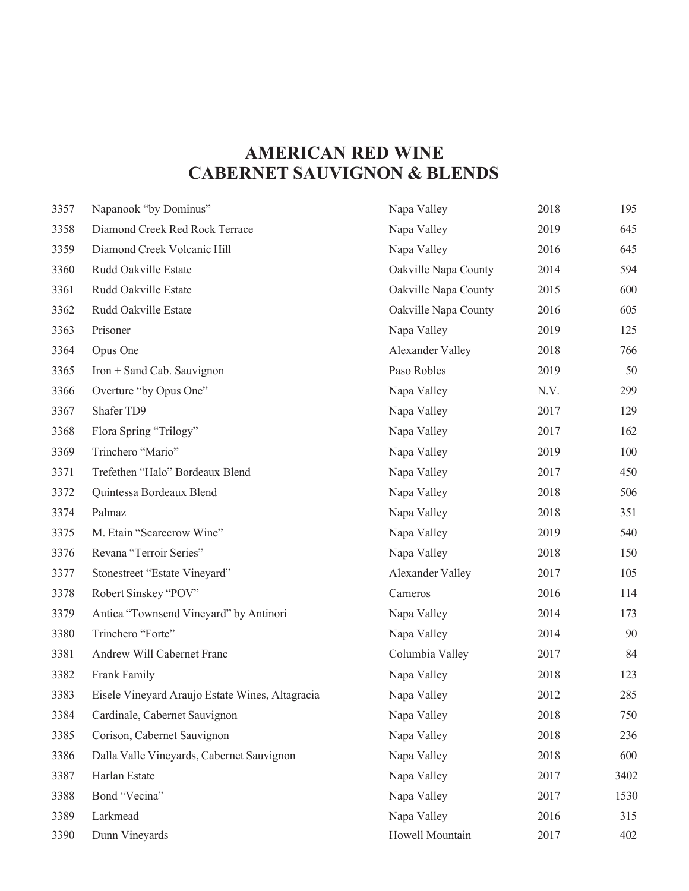# AMERICAN RED WINE
## CABERNET SAUVIGNON & BLENDS

| | | | | |
|---|---|---|---|---|
| 3357 | Napanook “by Dominus” | Napa Valley | 2018 | 195 |
| 3358 | Diamond Creek Red Rock Terrace | Napa Valley | 2019 | 645 |
| 3359 | Diamond Creek Volcanic Hill | Napa Valley | 2016 | 645 |
| 3360 | Rudd Oakville Estate | Oakville Napa County | 2014 | 594 |
| 3361 | Rudd Oakville Estate | Oakville Napa County | 2015 | 600 |
| 3362 | Rudd Oakville Estate | Oakville Napa County | 2016 | 605 |
| 3363 | Prisoner | Napa Valley | 2019 | 125 |
| 3364 | Opus One | Alexander Valley | 2018 | 766 |
| 3365 | Iron + Sand Cab. Sauvignon | Paso Robles | 2019 | 50 |
| 3366 | Overture “by Opus One” | Napa Valley | N.V. | 299 |
| 3367 | Shafer TD9 | Napa Valley | 2017 | 129 |
| 3368 | Flora Spring “Trilogy” | Napa Valley | 2017 | 162 |
| 3369 | Trinchero “Mario” | Napa Valley | 2019 | 100 |
| 3371 | Trefethen “Halo” Bordeaux Blend | Napa Valley | 2017 | 450 |
| 3372 | Quintessa Bordeaux Blend | Napa Valley | 2018 | 506 |
| 3374 | Palmaz | Napa Valley | 2018 | 351 |
| 3375 | M. Etain “Scarecrow Wine” | Napa Valley | 2019 | 540 |
| 3376 | Revana “Terroir Series” | Napa Valley | 2018 | 150 |
| 3377 | Stonestreet “Estate Vineyard” | Alexander Valley | 2017 | 105 |
| 3378 | Robert Sinskey “POV” | Carneros | 2016 | 114 |
| 3379 | Antica “Townsend Vineyard” by Antinori | Napa Valley | 2014 | 173 |
| 3380 | Trinchero “Forte” | Napa Valley | 2014 | 90 |
| 3381 | Andrew Will Cabernet Franc | Columbia Valley | 2017 | 84 |
| 3382 | Frank Family | Napa Valley | 2018 | 123 |
| 3383 | Eisele Vineyard Araujo Estate Wines, Altagracia | Napa Valley | 2012 | 285 |
| 3384 | Cardinale, Cabernet Sauvignon | Napa Valley | 2018 | 750 |
| 3385 | Corison, Cabernet Sauvignon | Napa Valley | 2018 | 236 |
| 3386 | Dalla Valle Vineyards, Cabernet Sauvignon | Napa Valley | 2018 | 600 |
| 3387 | Harlan Estate | Napa Valley | 2017 | 3402 |
| 3388 | Bond “Vecina” | Napa Valley | 2017 | 1530 |
| 3389 | Larkmead | Napa Valley | 2016 | 315 |
| 3390 | Dunn Vineyards | Howell Mountain | 2017 | 402 |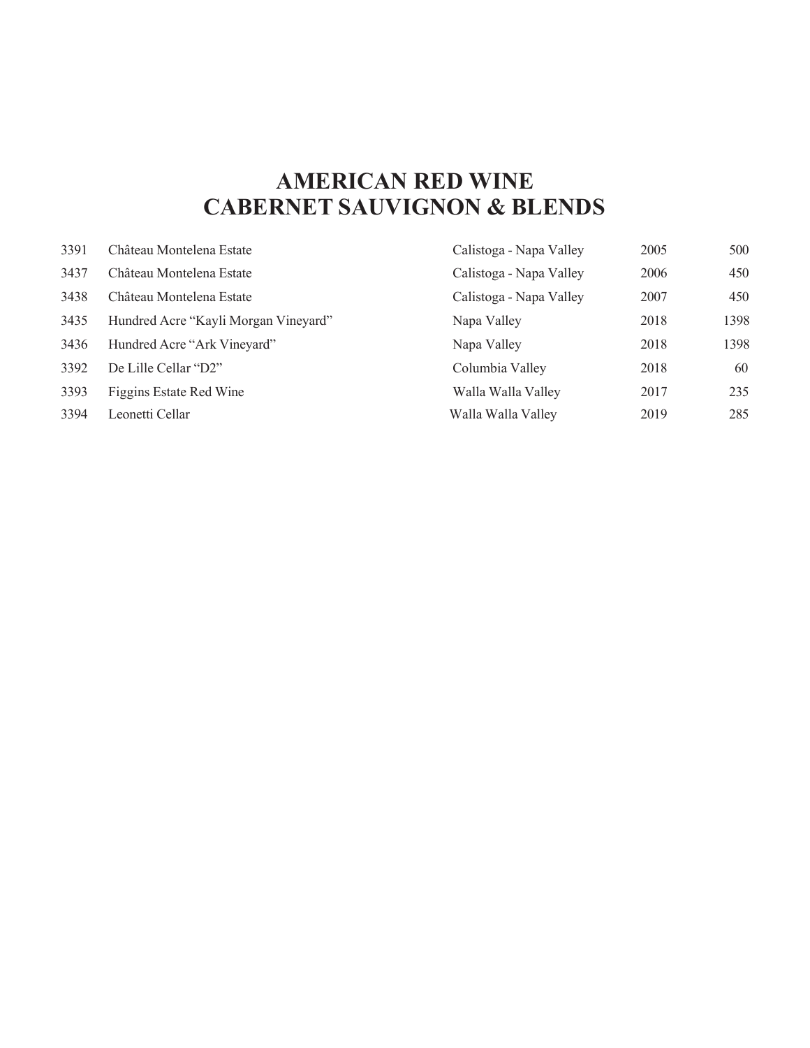# AMERICAN RED WINE
# CABERNET SAUVIGNON & BLENDS

| | | | | |
|---|---|---|---|---|
| 3391 | Château Montelena Estate | Calistoga - Napa Valley | 2005 | 500 |
| 3437 | Château Montelena Estate | Calistoga - Napa Valley | 2006 | 450 |
| 3438 | Château Montelena Estate | Calistoga - Napa Valley | 2007 | 450 |
| 3435 | Hundred Acre “Kayli Morgan Vineyard” | Napa Valley | 2018 | 1398 |
| 3436 | Hundred Acre “Ark Vineyard” | Napa Valley | 2018 | 1398 |
| 3392 | De Lille Cellar “D2” | Columbia Valley | 2018 | 60 |
| 3393 | Figgins Estate Red Wine | Walla Walla Valley | 2017 | 235 |
| 3394 | Leonetti Cellar | Walla Walla Valley | 2019 | 285 |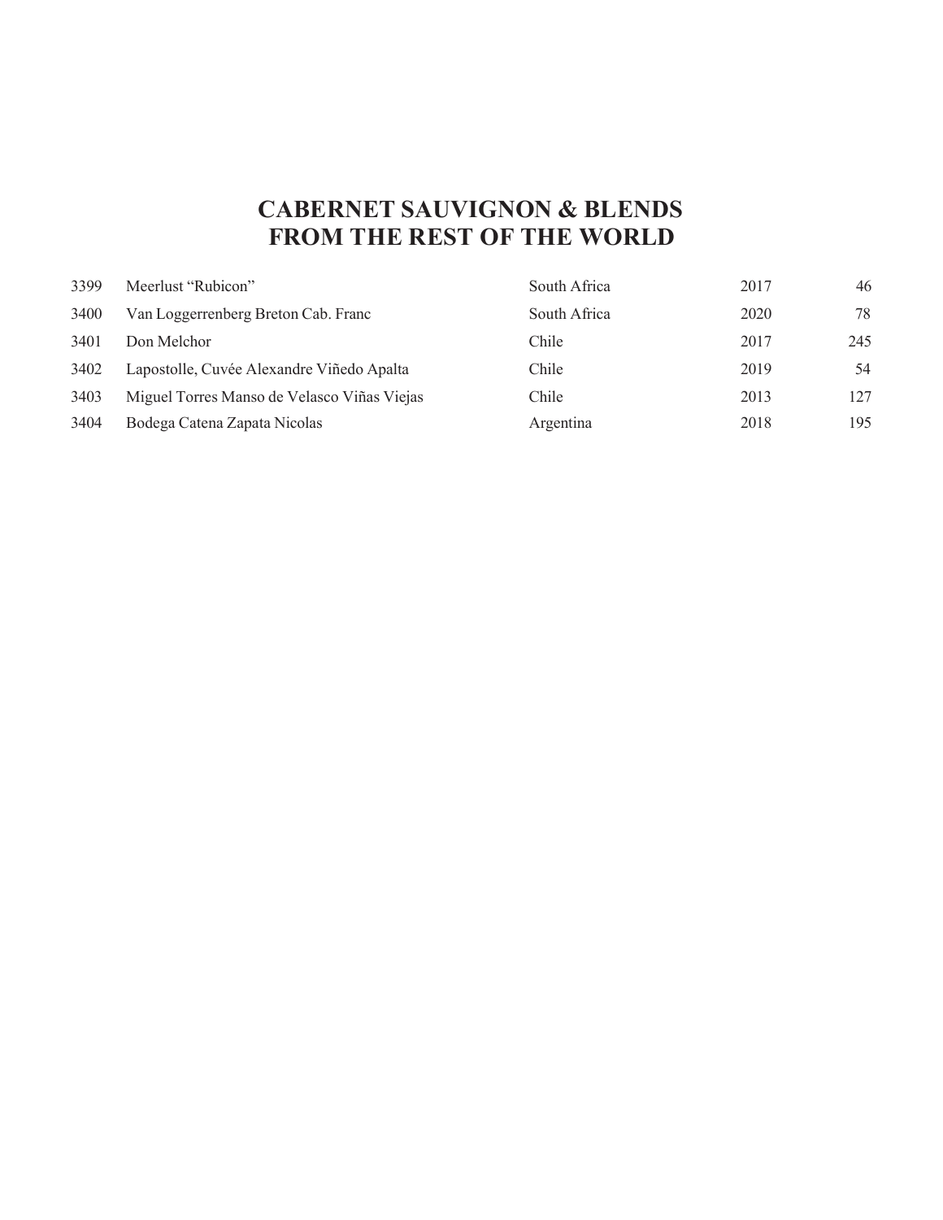# CABERNET SAUVIGNON & BLENDS FROM THE REST OF THE WORLD

| | | | | |
|---|---|---|---|---|
| 3399 | Meerlust "Rubicon" | South Africa | 2017 | 46 |
| 3400 | Van Loggerrenberg Breton Cab. Franc | South Africa | 2020 | 78 |
| 3401 | Don Melchor | Chile | 2017 | 245 |
| 3402 | Lapostolle, Cuvée Alexandre Viñedo Apalta | Chile | 2019 | 54 |
| 3403 | Miguel Torres Manso de Velasco Viñas Viejas | Chile | 2013 | 127 |
| 3404 | Bodega Catena Zapata Nicolas | Argentina | 2018 | 195 |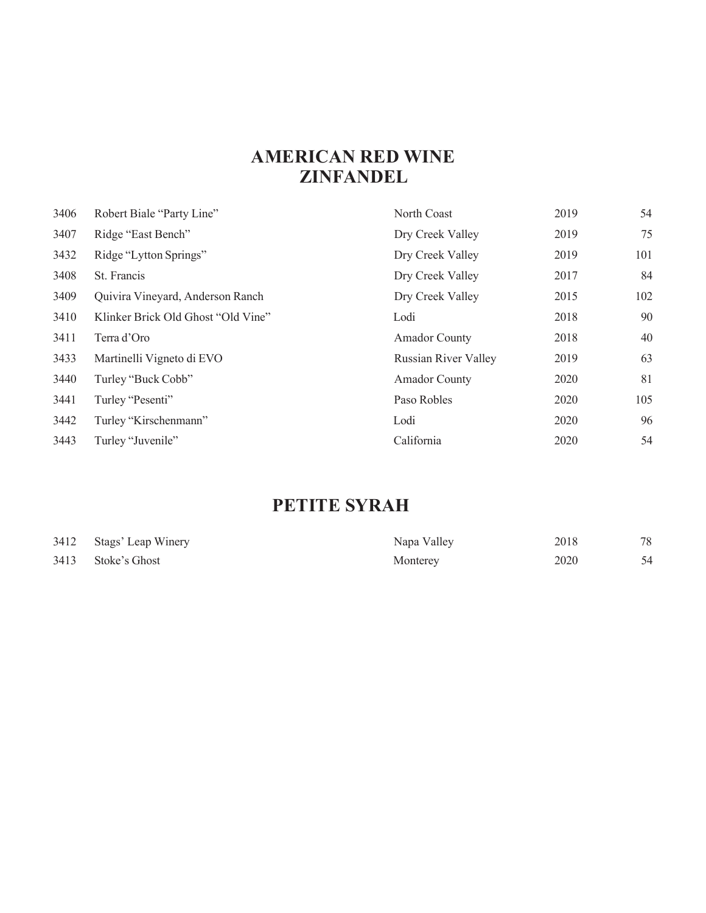# AMERICAN RED WINE

## ZINFANDEL

| | | | | |
|---|---|---|---|---|
| 3406 | Robert Biale “Party Line” | North Coast | 2019 | 54 |
| 3407 | Ridge “East Bench” | Dry Creek Valley | 2019 | 75 |
| 3432 | Ridge “Lytton Springs” | Dry Creek Valley | 2019 | 101 |
| 3408 | St. Francis | Dry Creek Valley | 2017 | 84 |
| 3409 | Quivira Vineyard, Anderson Ranch | Dry Creek Valley | 2015 | 102 |
| 3410 | Klinker Brick Old Ghost “Old Vine” | Lodi | 2018 | 90 |
| 3411 | Terra d’Oro | Amador County | 2018 | 40 |
| 3433 | Martinelli Vigneto di EVO | Russian River Valley | 2019 | 63 |
| 3440 | Turley “Buck Cobb” | Amador County | 2020 | 81 |
| 3441 | Turley “Pesenti” | Paso Robles | 2020 | 105 |
| 3442 | Turley “Kirschenmann” | Lodi | 2020 | 96 |
| 3443 | Turley “Juvenile” | California | 2020 | 54 |

## PETITE SYRAH

| | | | | |
|---|---|---|---|---|
| 3412 | Stags’ Leap Winery | Napa Valley | 2018 | 78 |
| 3413 | Stoke’s Ghost | Monterey | 2020 | 54 |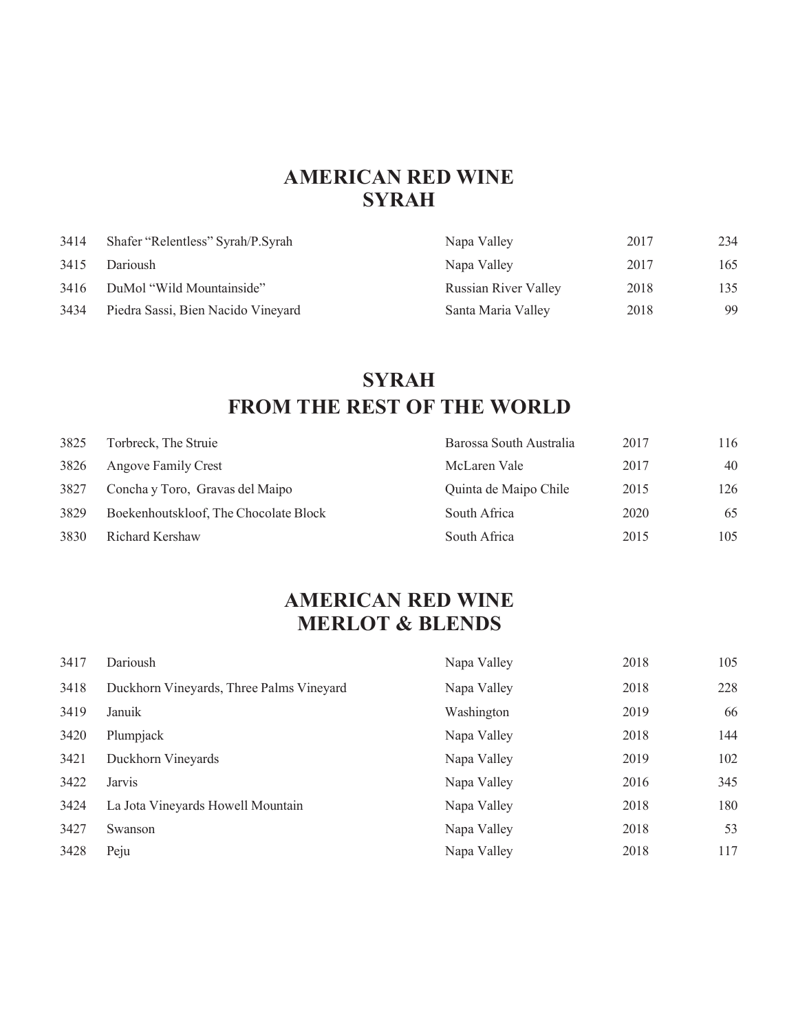## AMERICAN RED WINE
## SYRAH

| | | | | |
|---|---|---|---|---|
| 3414 | Shafer "Relentless" Syrah/P.Syrah | Napa Valley | 2017 | 234 |
| 3415 | Darioush | Napa Valley | 2017 | 165 |
| 3416 | DuMol "Wild Mountainside" | Russian River Valley | 2018 | 135 |
| 3434 | Piedra Sassi, Bien Nacido Vineyard | Santa Maria Valley | 2018 | 99 |

## SYRAH
## FROM THE REST OF THE WORLD

| | | | | |
|---|---|---|---|---|
| 3825 | Torbreck, The Struie | Barossa South Australia | 2017 | 116 |
| 3826 | Angove Family Crest | McLaren Vale | 2017 | 40 |
| 3827 | Concha y Toro, Gravas del Maipo | Quinta de Maipo Chile | 2015 | 126 |
| 3829 | Boekenhoutskloof, The Chocolate Block | South Africa | 2020 | 65 |
| 3830 | Richard Kershaw | South Africa | 2015 | 105 |

## AMERICAN RED WINE
## MERLOT & BLENDS

| | | | | |
|---|---|---|---|---|
| 3417 | Darioush | Napa Valley | 2018 | 105 |
| 3418 | Duckhorn Vineyards, Three Palms Vineyard | Napa Valley | 2018 | 228 |
| 3419 | Januik | Washington | 2019 | 66 |
| 3420 | Plumpjack | Napa Valley | 2018 | 144 |
| 3421 | Duckhorn Vineyards | Napa Valley | 2019 | 102 |
| 3422 | Jarvis | Napa Valley | 2016 | 345 |
| 3424 | La Jota Vineyards Howell Mountain | Napa Valley | 2018 | 180 |
| 3427 | Swanson | Napa Valley | 2018 | 53 |
| 3428 | Peju | Napa Valley | 2018 | 117 |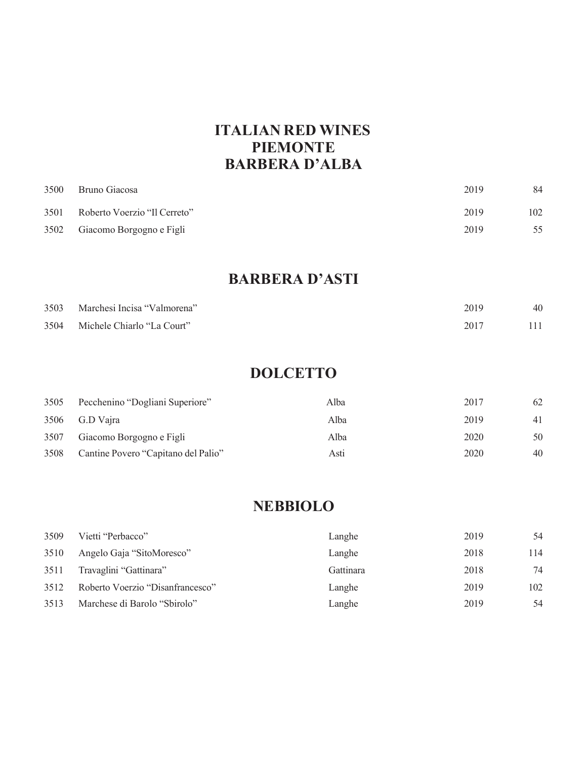# ITALIAN RED WINES
## PIEMONTE
### BARBERA D'ALBA

| | | | |
|---|---|---|---|
| 3500 | Bruno Giacosa | 2019 | 84 |
| 3501 | Roberto Voerzio "Il Cerreto" | 2019 | 102 |
| 3502 | Giacomo Borgogno e Figli | 2019 | 55 |

### BARBERA D'ASTI

| | | | |
|---|---|---|---|
| 3503 | Marchesi Incisa "Valmorena" | 2019 | 40 |
| 3504 | Michele Chiarlo "La Court" | 2017 | 111 |

### DOLCETTO

| | | | | |
|---|---|---|---|---|
| 3505 | Pecchenino "Dogliani Superiore" | Alba | 2017 | 62 |
| 3506 | G.D Vajra | Alba | 2019 | 41 |
| 3507 | Giacomo Borgogno e Figli | Alba | 2020 | 50 |
| 3508 | Cantine Povero "Capitano del Palio" | Asti | 2020 | 40 |

### NEBBIOLO

| | | | | |
|---|---|---|---|---|
| 3509 | Vietti "Perbacco" | Langhe | 2019 | 54 |
| 3510 | Angelo Gaja "SitoMoresco" | Langhe | 2018 | 114 |
| 3511 | Travaglini "Gattinara" | Gattinara | 2018 | 74 |
| 3512 | Roberto Voerzio "Disanfrancesco" | Langhe | 2019 | 102 |
| 3513 | Marchese di Barolo "Sbirolo" | Langhe | 2019 | 54 |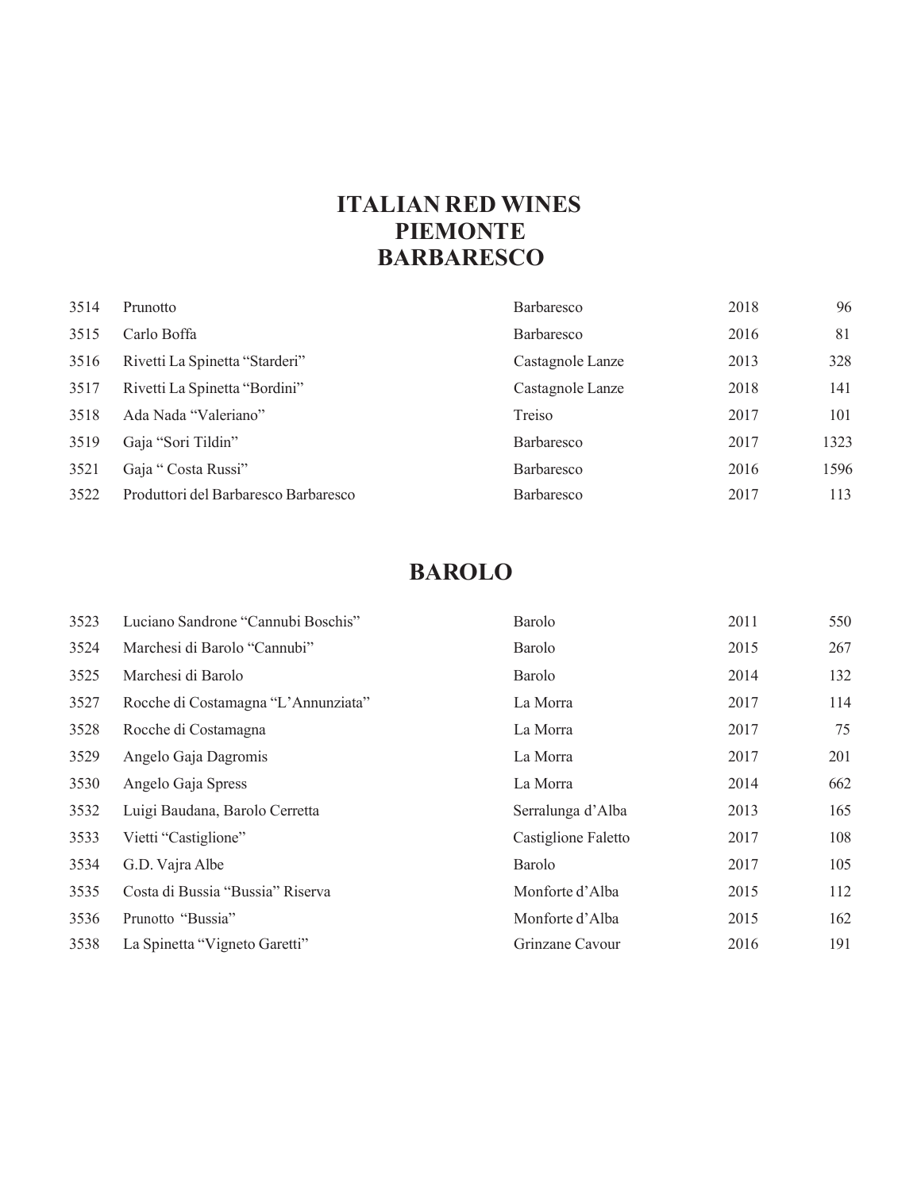# ITALIAN RED WINES
## PIEMONTE
## BARBARESCO

| | | | | |
|---|---|---|---|---|
| 3514 | Prunotto | Barbaresco | 2018 | 96 |
| 3515 | Carlo Boffa | Barbaresco | 2016 | 81 |
| 3516 | Rivetti La Spinetta “Starderi” | Castagnole Lanze | 2013 | 328 |
| 3517 | Rivetti La Spinetta “Bordini” | Castagnole Lanze | 2018 | 141 |
| 3518 | Ada Nada “Valeriano” | Treiso | 2017 | 101 |
| 3519 | Gaja “Sori Tildin” | Barbaresco | 2017 | 1323 |
| 3521 | Gaja “ Costa Russi” | Barbaresco | 2016 | 1596 |
| 3522 | Produttori del Barbaresco Barbaresco | Barbaresco | 2017 | 113 |

## BAROLO

| | | | | |
|---|---|---|---|---|
| 3523 | Luciano Sandrone “Cannubi Boschis” | Barolo | 2011 | 550 |
| 3524 | Marchesi di Barolo “Cannubi” | Barolo | 2015 | 267 |
| 3525 | Marchesi di Barolo | Barolo | 2014 | 132 |
| 3527 | Rocche di Costamagna “L’Annunziata” | La Morra | 2017 | 114 |
| 3528 | Rocche di Costamagna | La Morra | 2017 | 75 |
| 3529 | Angelo Gaja Dagromis | La Morra | 2017 | 201 |
| 3530 | Angelo Gaja Spress | La Morra | 2014 | 662 |
| 3532 | Luigi Baudana, Barolo Cerretta | Serralunga d’Alba | 2013 | 165 |
| 3533 | Vietti “Castiglione” | Castiglione Faletto | 2017 | 108 |
| 3534 | G.D. Vajra Albe | Barolo | 2017 | 105 |
| 3535 | Costa di Bussia “Bussia” Riserva | Monforte d’Alba | 2015 | 112 |
| 3536 | Prunotto “Bussia” | Monforte d’Alba | 2015 | 162 |
| 3538 | La Spinetta “Vigneto Garetti” | Grinzane Cavour | 2016 | 191 |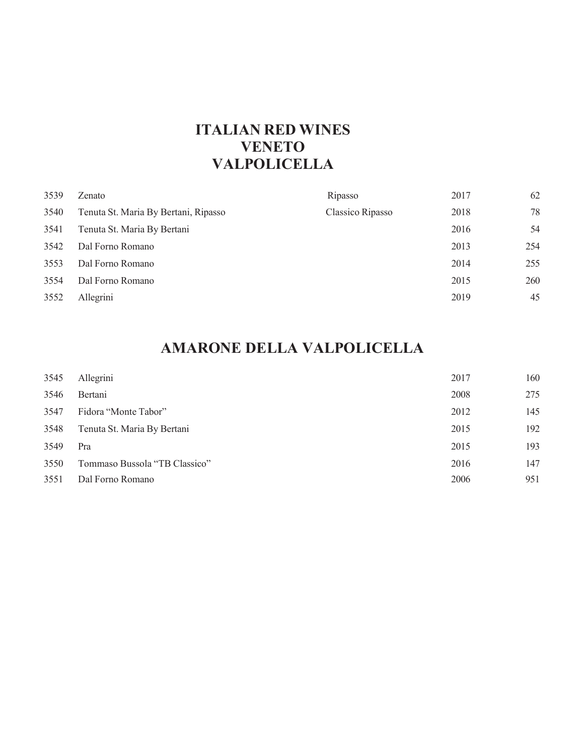# ITALIAN RED WINES
# VENETO
# VALPOLICELLA

| | | | | |
|---|---|---|---|---|
| 3539 | Zenato | Ripasso | 2017 | 62 |
| 3540 | Tenuta St. Maria By Bertani, Ripasso | Classico Ripasso | 2018 | 78 |
| 3541 | Tenuta St. Maria By Bertani | | 2016 | 54 |
| 3542 | Dal Forno Romano | | 2013 | 254 |
| 3553 | Dal Forno Romano | | 2014 | 255 |
| 3554 | Dal Forno Romano | | 2015 | 260 |
| 3552 | Allegrini | | 2019 | 45 |

## AMARONE DELLA VALPOLICELLA

| | | | |
|---|---|---|---|
| 3545 | Allegrini | 2017 | 160 |
| 3546 | Bertani | 2008 | 275 |
| 3547 | Fidora “Monte Tabor” | 2012 | 145 |
| 3548 | Tenuta St. Maria By Bertani | 2015 | 192 |
| 3549 | Pra | 2015 | 193 |
| 3550 | Tommaso Bussola “TB Classico” | 2016 | 147 |
| 3551 | Dal Forno Romano | 2006 | 951 |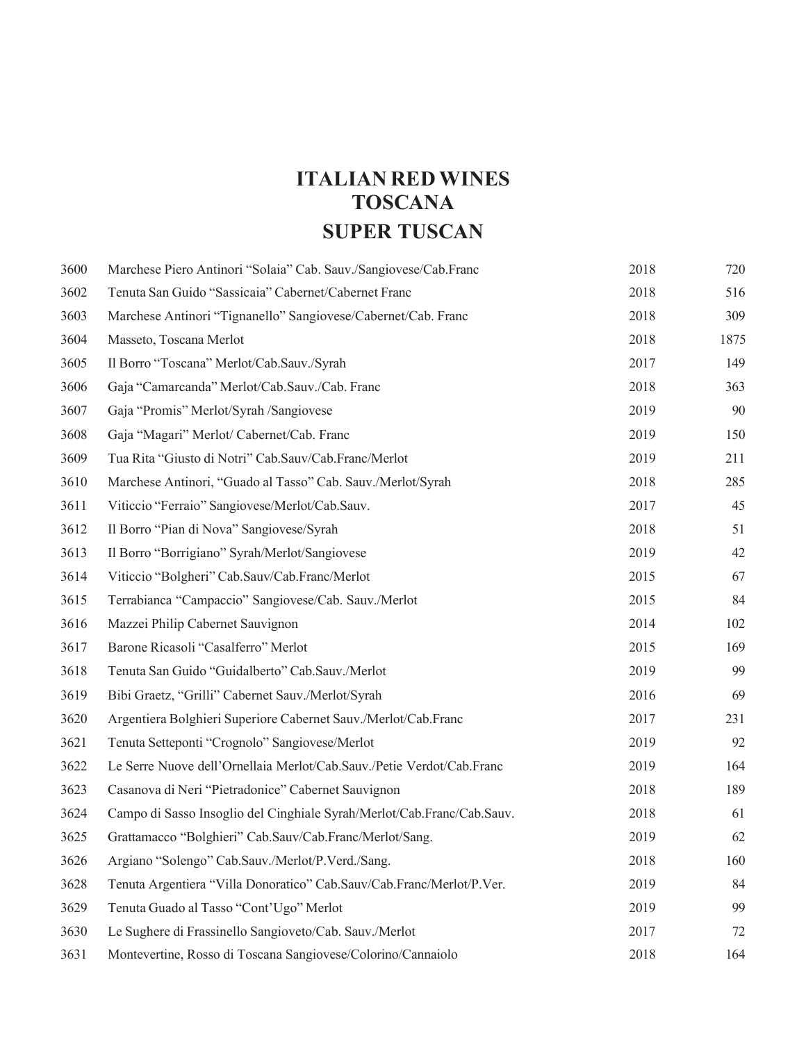# ITALIAN RED WINES
## TOSCANA
## SUPER TUSCAN

| | | | |
|---|---|---|---|
| 3600 | Marchese Piero Antinori “Solaia” Cab. Sauv./Sangiovese/Cab.Franc | 2018 | 720 |
| 3602 | Tenuta San Guido “Sassicaia” Cabernet/Cabernet Franc | 2018 | 516 |
| 3603 | Marchese Antinori “Tignanello” Sangiovese/Cabernet/Cab. Franc | 2018 | 309 |
| 3604 | Masseto, Toscana Merlot | 2018 | 1875 |
| 3605 | Il Borro “Toscana” Merlot/Cab.Sauv./Syrah | 2017 | 149 |
| 3606 | Gaja “Camarcanda” Merlot/Cab.Sauv./Cab. Franc | 2018 | 363 |
| 3607 | Gaja “Promis” Merlot/Syrah /Sangiovese | 2019 | 90 |
| 3608 | Gaja “Magari” Merlot/ Cabernet/Cab. Franc | 2019 | 150 |
| 3609 | Tua Rita “Giusto di Notri” Cab.Sauv/Cab.Franc/Merlot | 2019 | 211 |
| 3610 | Marchese Antinori, “Guado al Tasso” Cab. Sauv./Merlot/Syrah | 2018 | 285 |
| 3611 | Viticcio “Ferraio” Sangiovese/Merlot/Cab.Sauv. | 2017 | 45 |
| 3612 | Il Borro “Pian di Nova” Sangiovese/Syrah | 2018 | 51 |
| 3613 | Il Borro “Borrigiano” Syrah/Merlot/Sangiovese | 2019 | 42 |
| 3614 | Viticcio “Bolgheri” Cab.Sauv/Cab.Franc/Merlot | 2015 | 67 |
| 3615 | Terrabianca “Campaccio” Sangiovese/Cab. Sauv./Merlot | 2015 | 84 |
| 3616 | Mazzei Philip Cabernet Sauvignon | 2014 | 102 |
| 3617 | Barone Ricasoli “Casalferro” Merlot | 2015 | 169 |
| 3618 | Tenuta San Guido “Guidalberto” Cab.Sauv./Merlot | 2019 | 99 |
| 3619 | Bibi Graetz, “Grilli” Cabernet Sauv./Merlot/Syrah | 2016 | 69 |
| 3620 | Argentiera Bolghieri Superiore Cabernet Sauv./Merlot/Cab.Franc | 2017 | 231 |
| 3621 | Tenuta Setteponti “Crognolo” Sangiovese/Merlot | 2019 | 92 |
| 3622 | Le Serre Nuove dell’Ornellaia Merlot/Cab.Sauv./Petie Verdot/Cab.Franc | 2019 | 164 |
| 3623 | Casanova di Neri “Pietradonice” Cabernet Sauvignon | 2018 | 189 |
| 3624 | Campo di Sasso Insoglio del Cinghiale Syrah/Merlot/Cab.Franc/Cab.Sauv. | 2018 | 61 |
| 3625 | Grattamacco “Bolghieri” Cab.Sauv/Cab.Franc/Merlot/Sang. | 2019 | 62 |
| 3626 | Argiano “Solengo” Cab.Sauv./Merlot/P.Verd./Sang. | 2018 | 160 |
| 3628 | Tenuta Argentiera “Villa Donoratico” Cab.Sauv/Cab.Franc/Merlot/P.Ver. | 2019 | 84 |
| 3629 | Tenuta Guado al Tasso “Cont’Ugo” Merlot | 2019 | 99 |
| 3630 | Le Sughere di Frassinello Sangioveto/Cab. Sauv./Merlot | 2017 | 72 |
| 3631 | Montevertine, Rosso di Toscana Sangiovese/Colorino/Cannaiolo | 2018 | 164 |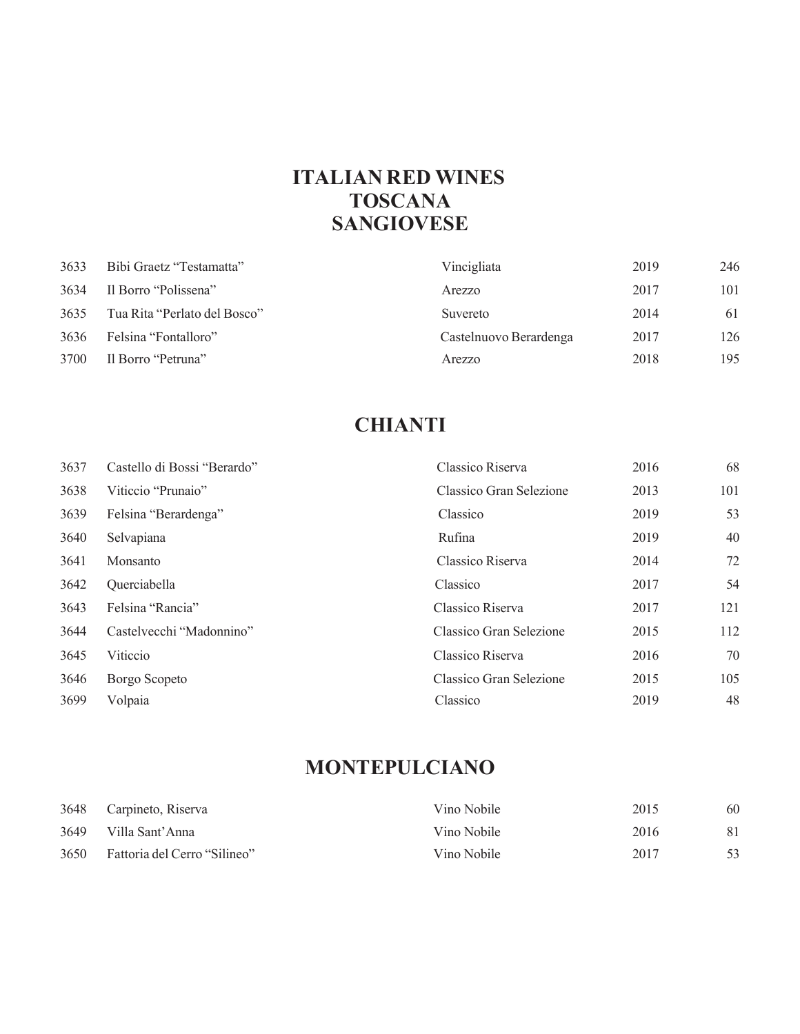# ITALIAN RED WINES
## TOSCANA
### SANGIOVESE

| | | | | |
|---|---|---|---|---|
| 3633 | Bibi Graetz “Testamatta” | Vincigliata | 2019 | 246 |
| 3634 | Il Borro “Polissena” | Arezzo | 2017 | 101 |
| 3635 | Tua Rita “Perlato del Bosco” | Suvereto | 2014 | 61 |
| 3636 | Felsina “Fontalloro” | Castelnuovo Berardenga | 2017 | 126 |
| 3700 | Il Borro “Petruna” | Arezzo | 2018 | 195 |

## CHIANTI

| | | | | |
|---|---|---|---|---|
| 3637 | Castello di Bossi “Berardo” | Classico Riserva | 2016 | 68 |
| 3638 | Viticcio “Prunaio” | Classico Gran Selezione | 2013 | 101 |
| 3639 | Felsina “Berardenga” | Classico | 2019 | 53 |
| 3640 | Selvapiana | Rufina | 2019 | 40 |
| 3641 | Monsanto | Classico Riserva | 2014 | 72 |
| 3642 | Querciabella | Classico | 2017 | 54 |
| 3643 | Felsina “Rancia” | Classico Riserva | 2017 | 121 |
| 3644 | Castelvecchi “Madonnino” | Classico Gran Selezione | 2015 | 112 |
| 3645 | Viticcio | Classico Riserva | 2016 | 70 |
| 3646 | Borgo Scopeto | Classico Gran Selezione | 2015 | 105 |
| 3699 | Volpaia | Classico | 2019 | 48 |

## MONTEPULCIANO

| | | | | |
|---|---|---|---|---|
| 3648 | Carpineto, Riserva | Vino Nobile | 2015 | 60 |
| 3649 | Villa Sant’Anna | Vino Nobile | 2016 | 81 |
| 3650 | Fattoria del Cerro “Silineo” | Vino Nobile | 2017 | 53 |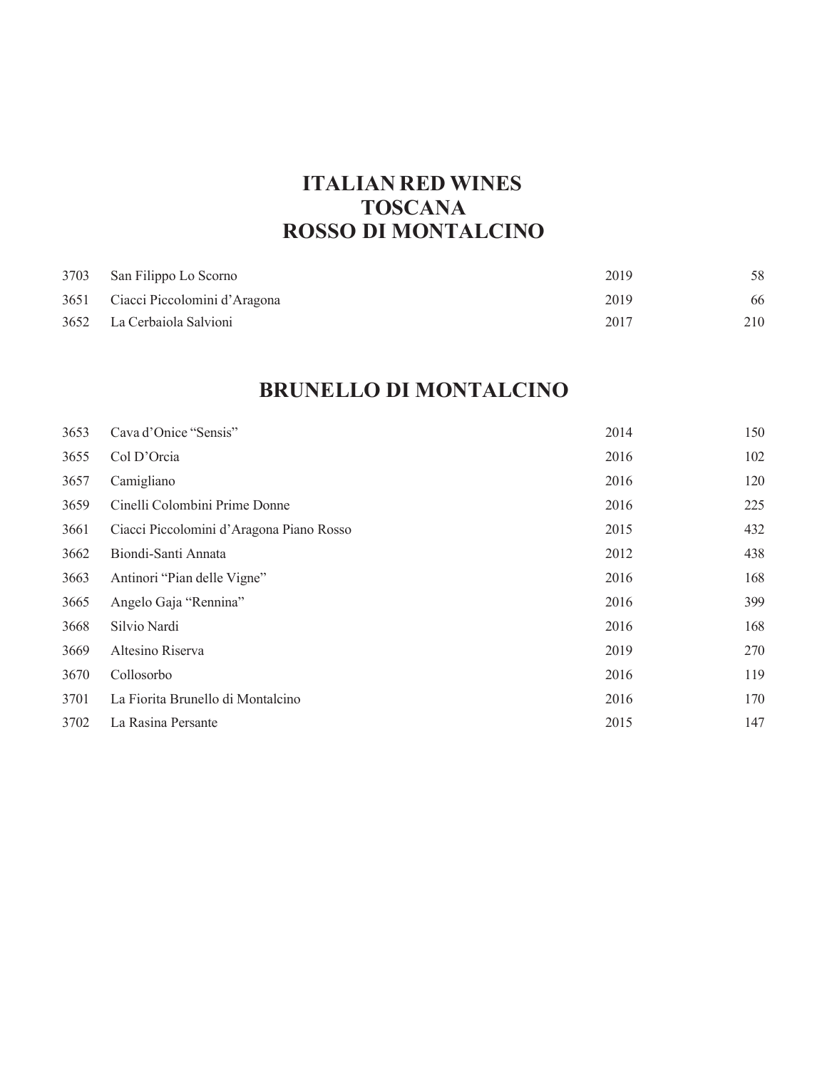# ITALIAN RED WINES
# TOSCANA
# ROSSO DI MONTALCINO

| | | | |
|---|---|---|---|
| 3703 | San Filippo Lo Scorno | 2019 | 58 |
| 3651 | Ciacci Piccolomini d'Aragona | 2019 | 66 |
| 3652 | La Cerbaiola Salvioni | 2017 | 210 |

# BRUNELLO DI MONTALCINO

| | | | |
|---|---|---|---|
| 3653 | Cava d'Onice "Sensis" | 2014 | 150 |
| 3655 | Col D'Orcia | 2016 | 102 |
| 3657 | Camigliano | 2016 | 120 |
| 3659 | Cinelli Colombini Prime Donne | 2016 | 225 |
| 3661 | Ciacci Piccolomini d'Aragona Piano Rosso | 2015 | 432 |
| 3662 | Biondi-Santi Annata | 2012 | 438 |
| 3663 | Antinori "Pian delle Vigne" | 2016 | 168 |
| 3665 | Angelo Gaja "Rennina" | 2016 | 399 |
| 3668 | Silvio Nardi | 2016 | 168 |
| 3669 | Altesino Riserva | 2019 | 270 |
| 3670 | Collosorbo | 2016 | 119 |
| 3701 | La Fiorita Brunello di Montalcino | 2016 | 170 |
| 3702 | La Rasina Persante | 2015 | 147 |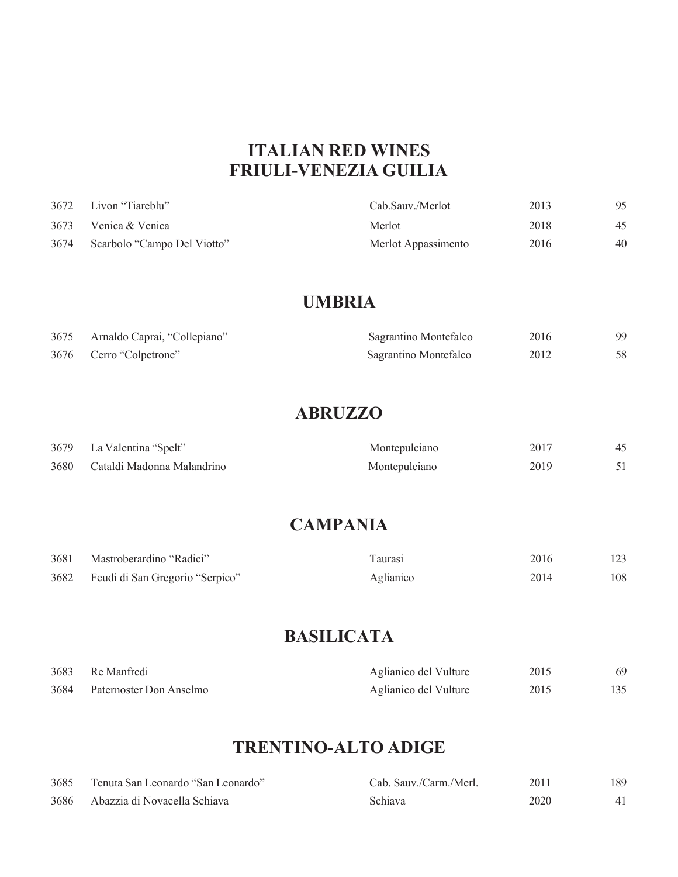# ITALIAN RED WINES
## FRIULI-VENEZIA GUILIA

| | | | | |
|---|---|---|---|---|
| 3672 | Livon "Tiareblu" | Cab.Sauv./Merlot | 2013 | 95 |
| 3673 | Venica & Venica | Merlot | 2018 | 45 |
| 3674 | Scarbolo "Campo Del Viotto" | Merlot Appassimento | 2016 | 40 |

## UMBRIA

| | | | | |
|---|---|---|---|---|
| 3675 | Arnaldo Caprai, "Collepiano" | Sagrantino Montefalco | 2016 | 99 |
| 3676 | Cerro "Colpetrone" | Sagrantino Montefalco | 2012 | 58 |

## ABRUZZO

| | | | | |
|---|---|---|---|---|
| 3679 | La Valentina "Spelt" | Montepulciano | 2017 | 45 |
| 3680 | Cataldi Madonna Malandrino | Montepulciano | 2019 | 51 |

## CAMPANIA

| | | | | |
|---|---|---|---|---|
| 3681 | Mastroberardino "Radici" | Taurasi | 2016 | 123 |
| 3682 | Feudi di San Gregorio "Serpico" | Aglianico | 2014 | 108 |

## BASILICATA

| | | | | |
|---|---|---|---|---|
| 3683 | Re Manfredi | Aglianico del Vulture | 2015 | 69 |
| 3684 | Paternoster Don Anselmo | Aglianico del Vulture | 2015 | 135 |

## TRENTINO-ALTO ADIGE

| | | | | |
|---|---|---|---|---|
| 3685 | Tenuta San Leonardo "San Leonardo" | Cab. Sauv./Carm./Merl. | 2011 | 189 |
| 3686 | Abazzia di Novacella Schiava | Schiava | 2020 | 41 |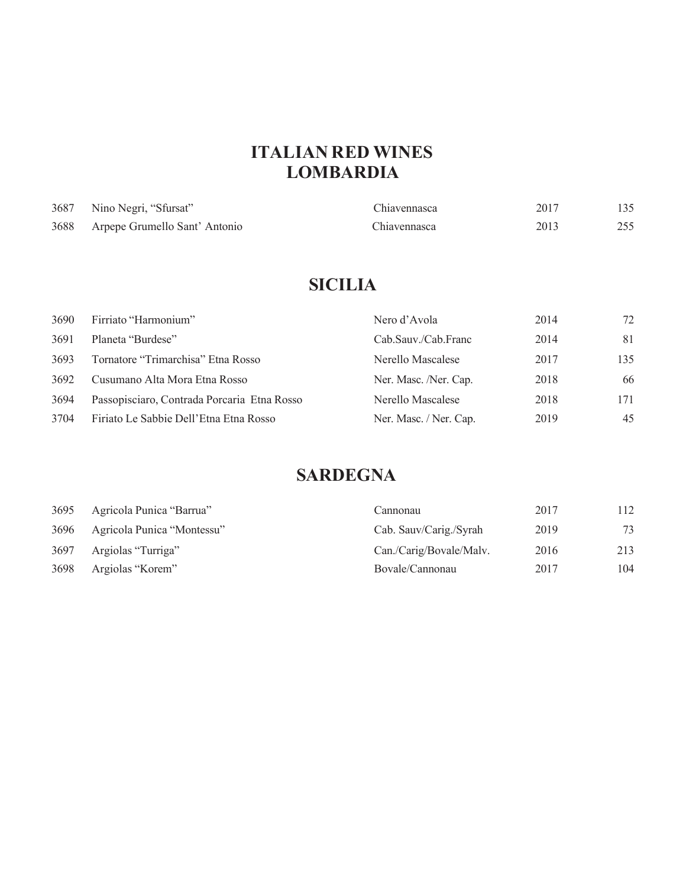# ITALIAN RED WINES
## LOMBARDIA

| | | | | |
|---|---|---|---|---|
| 3687 | Nino Negri, "Sfursat" | Chiavennasca | 2017 | 135 |
| 3688 | Arpepe Grumello Sant' Antonio | Chiavennasca | 2013 | 255 |

## SICILIA

| | | | | |
|---|---|---|---|---|
| 3690 | Firriato "Harmonium" | Nero d'Avola | 2014 | 72 |
| 3691 | Planeta "Burdese" | Cab.Sauv./Cab.Franc | 2014 | 81 |
| 3693 | Tornatore "Trimarchisa" Etna Rosso | Nerello Mascalese | 2017 | 135 |
| 3692 | Cusumano Alta Mora Etna Rosso | Ner. Masc. /Ner. Cap. | 2018 | 66 |
| 3694 | Passopisciaro, Contrada Porcaria Etna Rosso | Nerello Mascalese | 2018 | 171 |
| 3704 | Firiato Le Sabbie Dell'Etna Etna Rosso | Ner. Masc. / Ner. Cap. | 2019 | 45 |

## SARDEGNA

| | | | | |
|---|---|---|---|---|
| 3695 | Agricola Punica "Barrua" | Cannonau | 2017 | 112 |
| 3696 | Agricola Punica "Montessu" | Cab. Sauv/Carig./Syrah | 2019 | 73 |
| 3697 | Argiolas "Turriga" | Can./Carig/Bovale/Malv. | 2016 | 213 |
| 3698 | Argiolas "Korem" | Bovale/Cannonau | 2017 | 104 |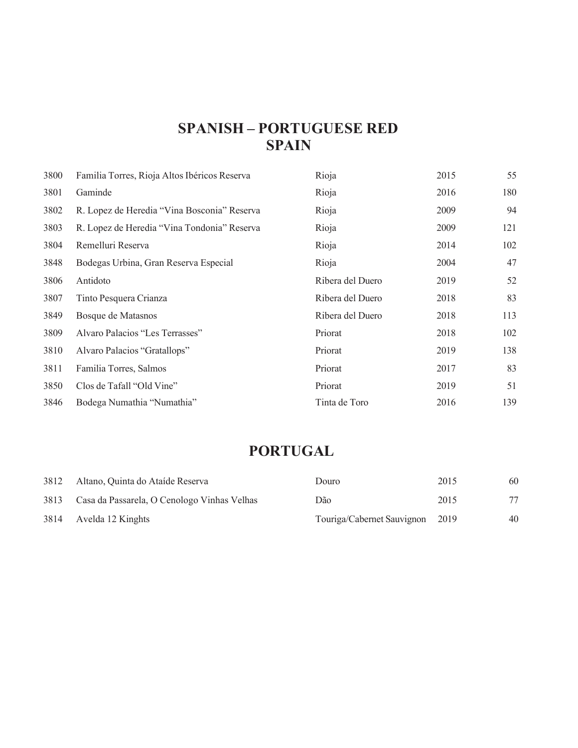# SPANISH – PORTUGUESE RED

## SPAIN

| | | | | |
|---|---|---|---|---|
| 3800 | Familia Torres, Rioja Altos Ibéricos Reserva | Rioja | 2015 | 55 |
| 3801 | Gaminde | Rioja | 2016 | 180 |
| 3802 | R. Lopez de Heredia “Vina Bosconia” Reserva | Rioja | 2009 | 94 |
| 3803 | R. Lopez de Heredia “Vina Tondonia” Reserva | Rioja | 2009 | 121 |
| 3804 | Remelluri Reserva | Rioja | 2014 | 102 |
| 3848 | Bodegas Urbina, Gran Reserva Especial | Rioja | 2004 | 47 |
| 3806 | Antidoto | Ribera del Duero | 2019 | 52 |
| 3807 | Tinto Pesquera Crianza | Ribera del Duero | 2018 | 83 |
| 3849 | Bosque de Matasnos | Ribera del Duero | 2018 | 113 |
| 3809 | Alvaro Palacios “Les Terrasses” | Priorat | 2018 | 102 |
| 3810 | Alvaro Palacios “Gratallops” | Priorat | 2019 | 138 |
| 3811 | Familia Torres, Salmos | Priorat | 2017 | 83 |
| 3850 | Clos de Tafall “Old Vine” | Priorat | 2019 | 51 |
| 3846 | Bodega Numathia “Numathia” | Tinta de Toro | 2016 | 139 |

## PORTUGAL

| | | | | |
|---|---|---|---|---|
| 3812 | Altano, Quinta do Ataíde Reserva | Douro | 2015 | 60 |
| 3813 | Casa da Passarela, O Cenologo Vinhas Velhas | Dão | 2015 | 77 |
| 3814 | Avelda 12 Kinghts | Touriga/Cabernet Sauvignon | 2019 | 40 |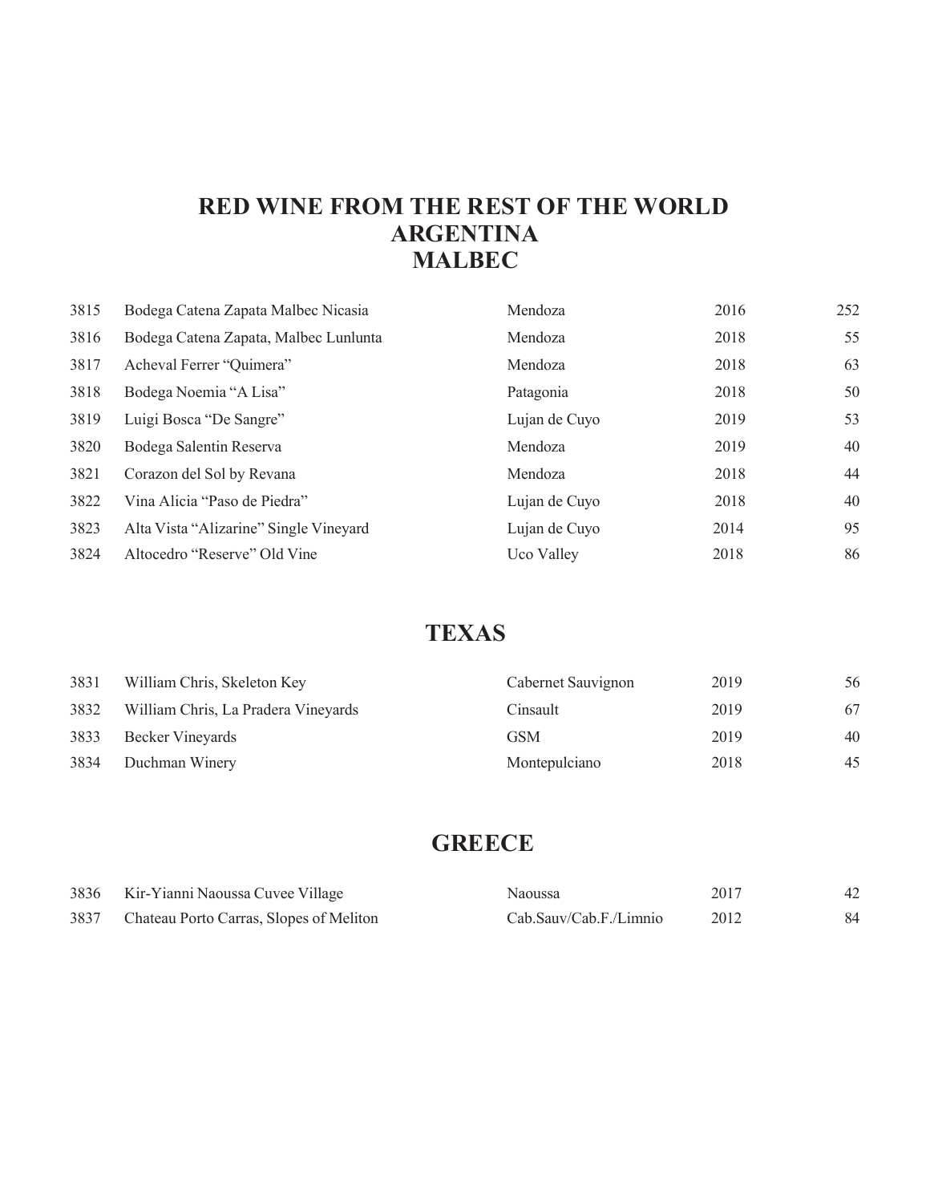# RED WINE FROM THE REST OF THE WORLD
# ARGENTINA
# MALBEC

| | | | | |
|---|---|---|---|---|
| 3815 | Bodega Catena Zapata Malbec Nicasia | Mendoza | 2016 | 252 |
| 3816 | Bodega Catena Zapata, Malbec Lunlunta | Mendoza | 2018 | 55 |
| 3817 | Acheval Ferrer "Quimera" | Mendoza | 2018 | 63 |
| 3818 | Bodega Noemia "A Lisa" | Patagonia | 2018 | 50 |
| 3819 | Luigi Bosca "De Sangre" | Lujan de Cuyo | 2019 | 53 |
| 3820 | Bodega Salentin Reserva | Mendoza | 2019 | 40 |
| 3821 | Corazon del Sol by Revana | Mendoza | 2018 | 44 |
| 3822 | Vina Alicia "Paso de Piedra" | Lujan de Cuyo | 2018 | 40 |
| 3823 | Alta Vista "Alizarine" Single Vineyard | Lujan de Cuyo | 2014 | 95 |
| 3824 | Altocedro "Reserve" Old Vine | Uco Valley | 2018 | 86 |

## TEXAS

| | | | | |
|---|---|---|---|---|
| 3831 | William Chris, Skeleton Key | Cabernet Sauvignon | 2019 | 56 |
| 3832 | William Chris, La Pradera Vineyards | Cinsault | 2019 | 67 |
| 3833 | Becker Vineyards | GSM | 2019 | 40 |
| 3834 | Duchman Winery | Montepulciano | 2018 | 45 |

## GREECE

| | | | | |
|---|---|---|---|---|
| 3836 | Kir-Yianni Naoussa Cuvee Village | Naoussa | 2017 | 42 |
| 3837 | Chateau Porto Carras, Slopes of Meliton | Cab.Sauv/Cab.F./Limnio | 2012 | 84 |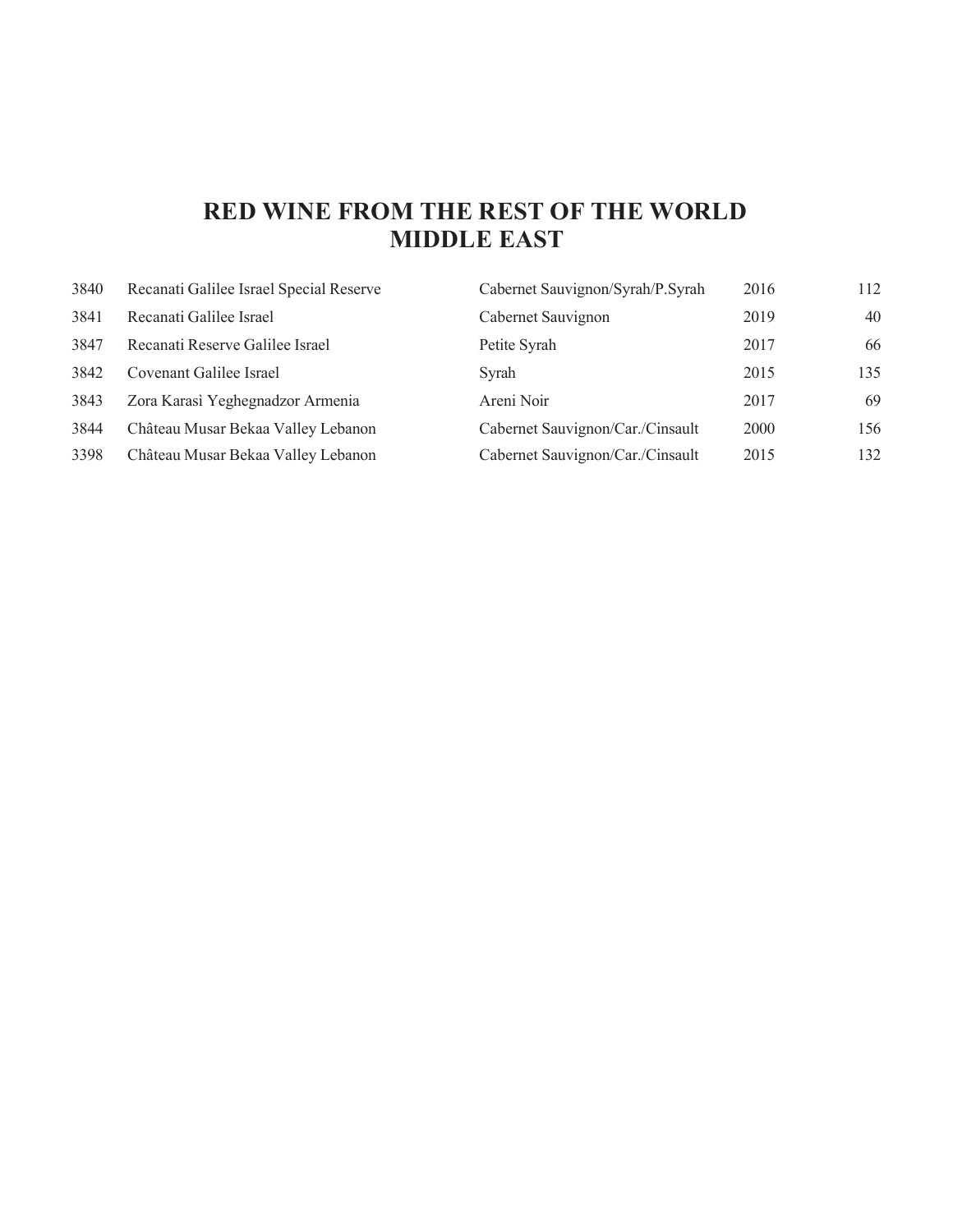# RED WINE FROM THE REST OF THE WORLD
## MIDDLE EAST

| | | | | |
|---|---|---|---|---|
| 3840 | Recanati Galilee Israel Special Reserve | Cabernet Sauvignon/Syrah/P.Syrah | 2016 | 112 |
| 3841 | Recanati Galilee Israel | Cabernet Sauvignon | 2019 | 40 |
| 3847 | Recanati Reserve Galilee Israel | Petite Syrah | 2017 | 66 |
| 3842 | Covenant Galilee Israel | Syrah | 2015 | 135 |
| 3843 | Zora Karasì Yeghegnadzor Armenia | Areni Noir | 2017 | 69 |
| 3844 | Château Musar Bekaa Valley Lebanon | Cabernet Sauvignon/Car./Cinsault | 2000 | 156 |
| 3398 | Château Musar Bekaa Valley Lebanon | Cabernet Sauvignon/Car./Cinsault | 2015 | 132 |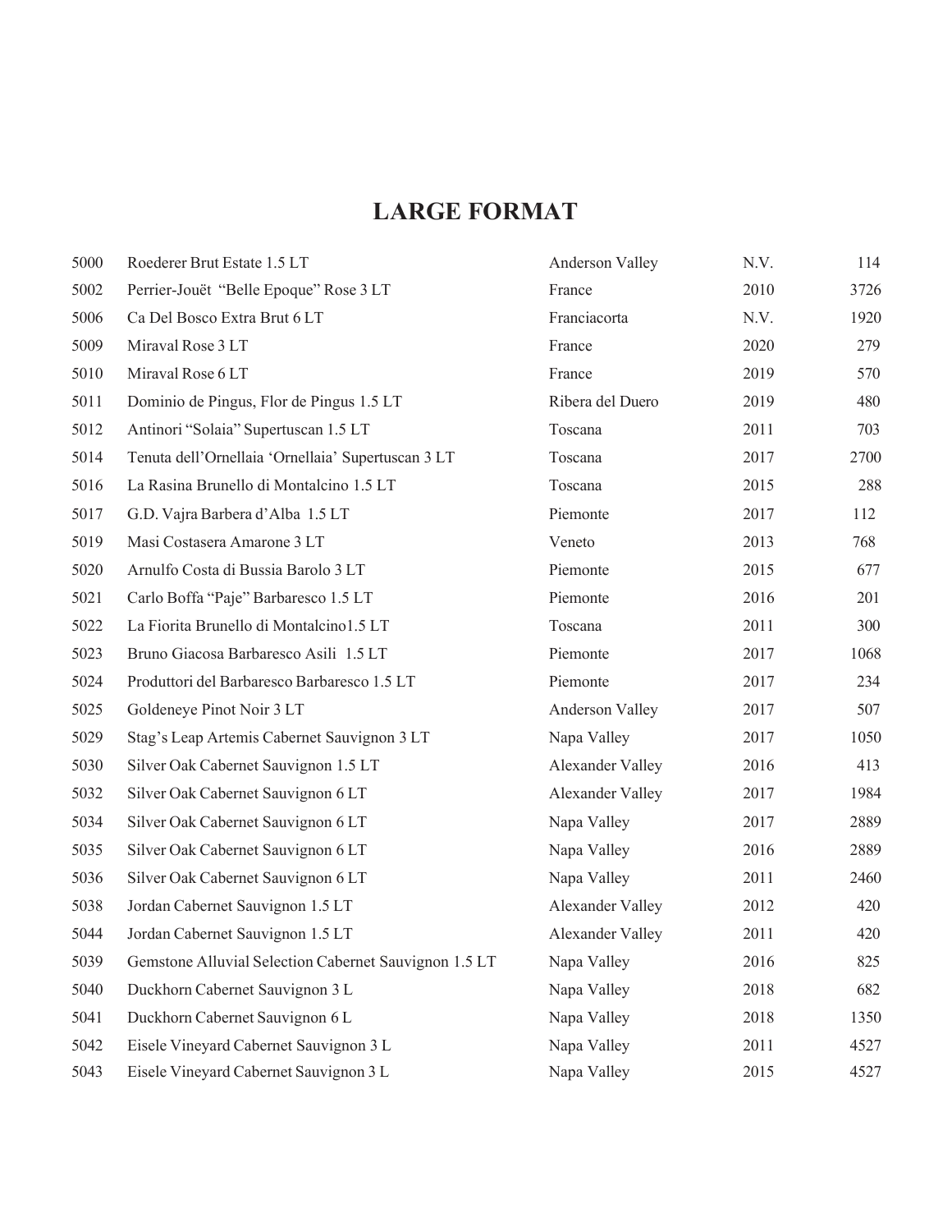# LARGE FORMAT

| | | | | |
|---|---|---|---|---|
| 5000 | Roederer Brut Estate 1.5 LT | Anderson Valley | N.V. | 114 |
| 5002 | Perrier-Jouët "Belle Epoque" Rose 3 LT | France | 2010 | 3726 |
| 5006 | Ca Del Bosco Extra Brut 6 LT | Franciacorta | N.V. | 1920 |
| 5009 | Miraval Rose 3 LT | France | 2020 | 279 |
| 5010 | Miraval Rose 6 LT | France | 2019 | 570 |
| 5011 | Dominio de Pingus, Flor de Pingus 1.5 LT | Ribera del Duero | 2019 | 480 |
| 5012 | Antinori "Solaia" Supertuscan 1.5 LT | Toscana | 2011 | 703 |
| 5014 | Tenuta dell'Ornellaia 'Ornellaia' Supertuscan 3 LT | Toscana | 2017 | 2700 |
| 5016 | La Rasina Brunello di Montalcino 1.5 LT | Toscana | 2015 | 288 |
| 5017 | G.D. Vajra Barbera d'Alba 1.5 LT | Piemonte | 2017 | 112 |
| 5019 | Masi Costasera Amarone 3 LT | Veneto | 2013 | 768 |
| 5020 | Arnulfo Costa di Bussia Barolo 3 LT | Piemonte | 2015 | 677 |
| 5021 | Carlo Boffa "Paje" Barbaresco 1.5 LT | Piemonte | 2016 | 201 |
| 5022 | La Fiorita Brunello di Montalcino1.5 LT | Toscana | 2011 | 300 |
| 5023 | Bruno Giacosa Barbaresco Asili 1.5 LT | Piemonte | 2017 | 1068 |
| 5024 | Produttori del Barbaresco Barbaresco 1.5 LT | Piemonte | 2017 | 234 |
| 5025 | Goldeneye Pinot Noir 3 LT | Anderson Valley | 2017 | 507 |
| 5029 | Stag's Leap Artemis Cabernet Sauvignon 3 LT | Napa Valley | 2017 | 1050 |
| 5030 | Silver Oak Cabernet Sauvignon 1.5 LT | Alexander Valley | 2016 | 413 |
| 5032 | Silver Oak Cabernet Sauvignon 6 LT | Alexander Valley | 2017 | 1984 |
| 5034 | Silver Oak Cabernet Sauvignon 6 LT | Napa Valley | 2017 | 2889 |
| 5035 | Silver Oak Cabernet Sauvignon 6 LT | Napa Valley | 2016 | 2889 |
| 5036 | Silver Oak Cabernet Sauvignon 6 LT | Napa Valley | 2011 | 2460 |
| 5038 | Jordan Cabernet Sauvignon 1.5 LT | Alexander Valley | 2012 | 420 |
| 5044 | Jordan Cabernet Sauvignon 1.5 LT | Alexander Valley | 2011 | 420 |
| 5039 | Gemstone Alluvial Selection Cabernet Sauvignon 1.5 LT | Napa Valley | 2016 | 825 |
| 5040 | Duckhorn Cabernet Sauvignon 3 L | Napa Valley | 2018 | 682 |
| 5041 | Duckhorn Cabernet Sauvignon 6 L | Napa Valley | 2018 | 1350 |
| 5042 | Eisele Vineyard Cabernet Sauvignon 3 L | Napa Valley | 2011 | 4527 |
| 5043 | Eisele Vineyard Cabernet Sauvignon 3 L | Napa Valley | 2015 | 4527 |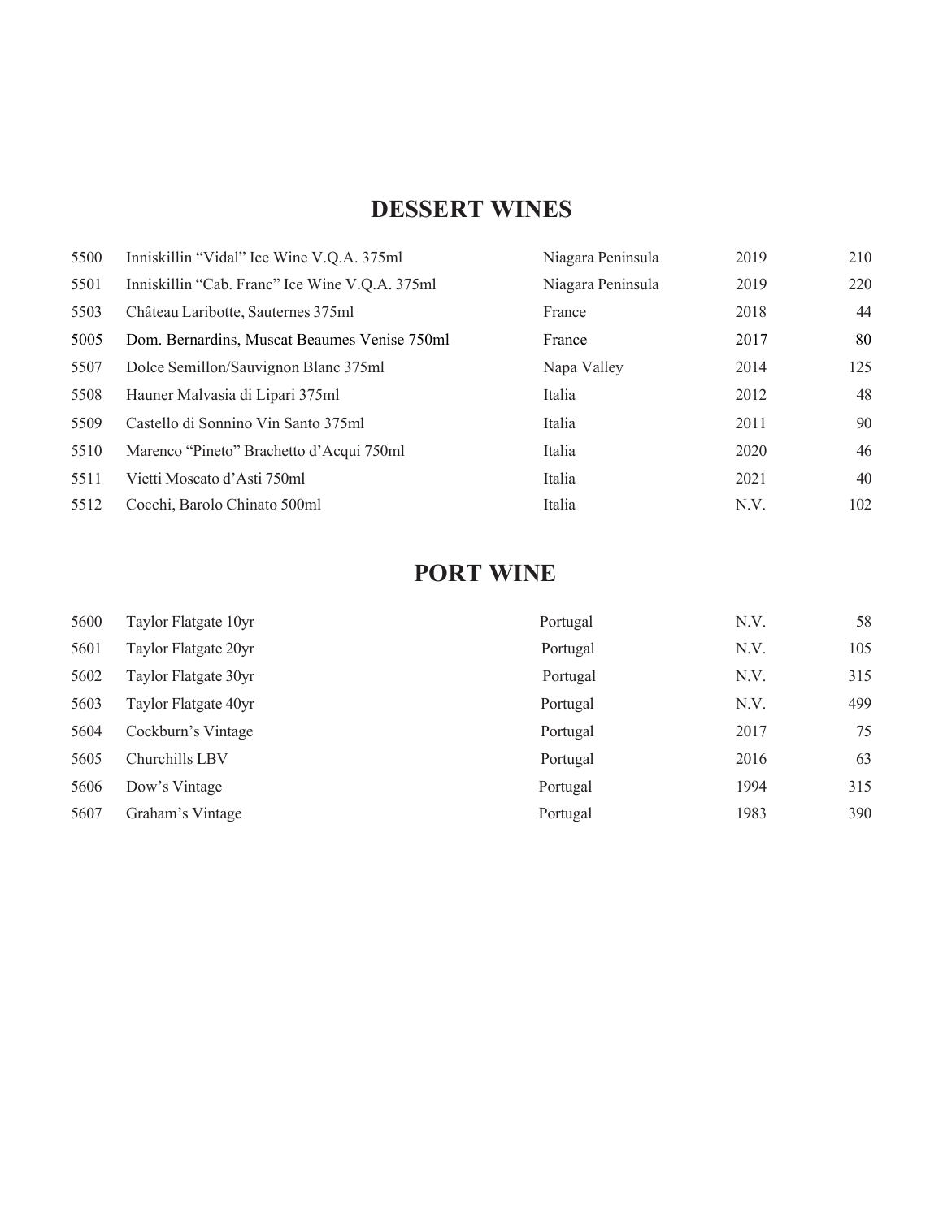## DESSERT WINES

| | | | | |
|---|---|---|---|---|
| 5500 | Inniskillin “Vidal” Ice Wine V.Q.A. 375ml | Niagara Peninsula | 2019 | 210 |
| 5501 | Inniskillin “Cab. Franc” Ice Wine V.Q.A. 375ml | Niagara Peninsula | 2019 | 220 |
| 5503 | Château Laribotte, Sauternes 375ml | France | 2018 | 44 |
| 5005 | Dom. Bernardins, Muscat Beaumes Venise 750ml | France | 2017 | 80 |
| 5507 | Dolce Semillon/Sauvignon Blanc 375ml | Napa Valley | 2014 | 125 |
| 5508 | Hauner Malvasia di Lipari 375ml | Italia | 2012 | 48 |
| 5509 | Castello di Sonnino Vin Santo 375ml | Italia | 2011 | 90 |
| 5510 | Marenco “Pineto” Brachetto d’Acqui 750ml | Italia | 2020 | 46 |
| 5511 | Vietti Moscato d’Asti 750ml | Italia | 2021 | 40 |
| 5512 | Cocchi, Barolo Chinato 500ml | Italia | N.V. | 102 |

## PORT WINE

| | | | | |
|---|---|---|---|---|
| 5600 | Taylor Flatgate 10yr | Portugal | N.V. | 58 |
| 5601 | Taylor Flatgate 20yr | Portugal | N.V. | 105 |
| 5602 | Taylor Flatgate 30yr | Portugal | N.V. | 315 |
| 5603 | Taylor Flatgate 40yr | Portugal | N.V. | 499 |
| 5604 | Cockburn’s Vintage | Portugal | 2017 | 75 |
| 5605 | Churchills LBV | Portugal | 2016 | 63 |
| 5606 | Dow’s Vintage | Portugal | 1994 | 315 |
| 5607 | Graham’s Vintage | Portugal | 1983 | 390 |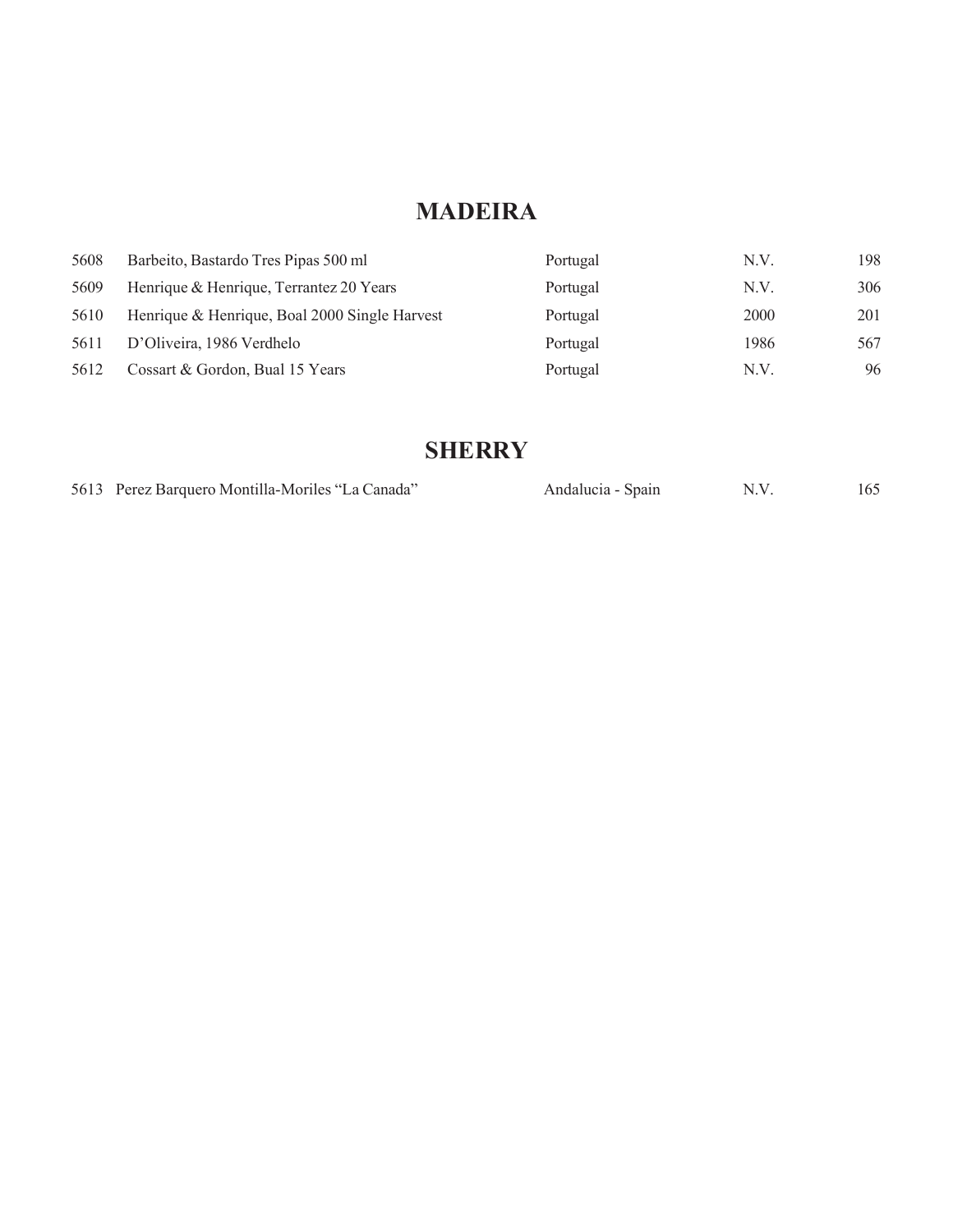## MADEIRA

| | | | | |
|---|---|---|---|---|
| 5608 | Barbeito, Bastardo Tres Pipas 500 ml | Portugal | N.V. | 198 |
| 5609 | Henrique & Henrique, Terrantez 20 Years | Portugal | N.V. | 306 |
| 5610 | Henrique & Henrique, Boal 2000 Single Harvest | Portugal | 2000 | 201 |
| 5611 | D'Oliveira, 1986 Verdhelo | Portugal | 1986 | 567 |
| 5612 | Cossart & Gordon, Bual 15 Years | Portugal | N.V. | 96 |

## SHERRY

| | | | | |
|---|---|---|---|---|
| 5613 | Perez Barquero Montilla-Moriles "La Canada" | Andalucia - Spain | N.V. | 165 |